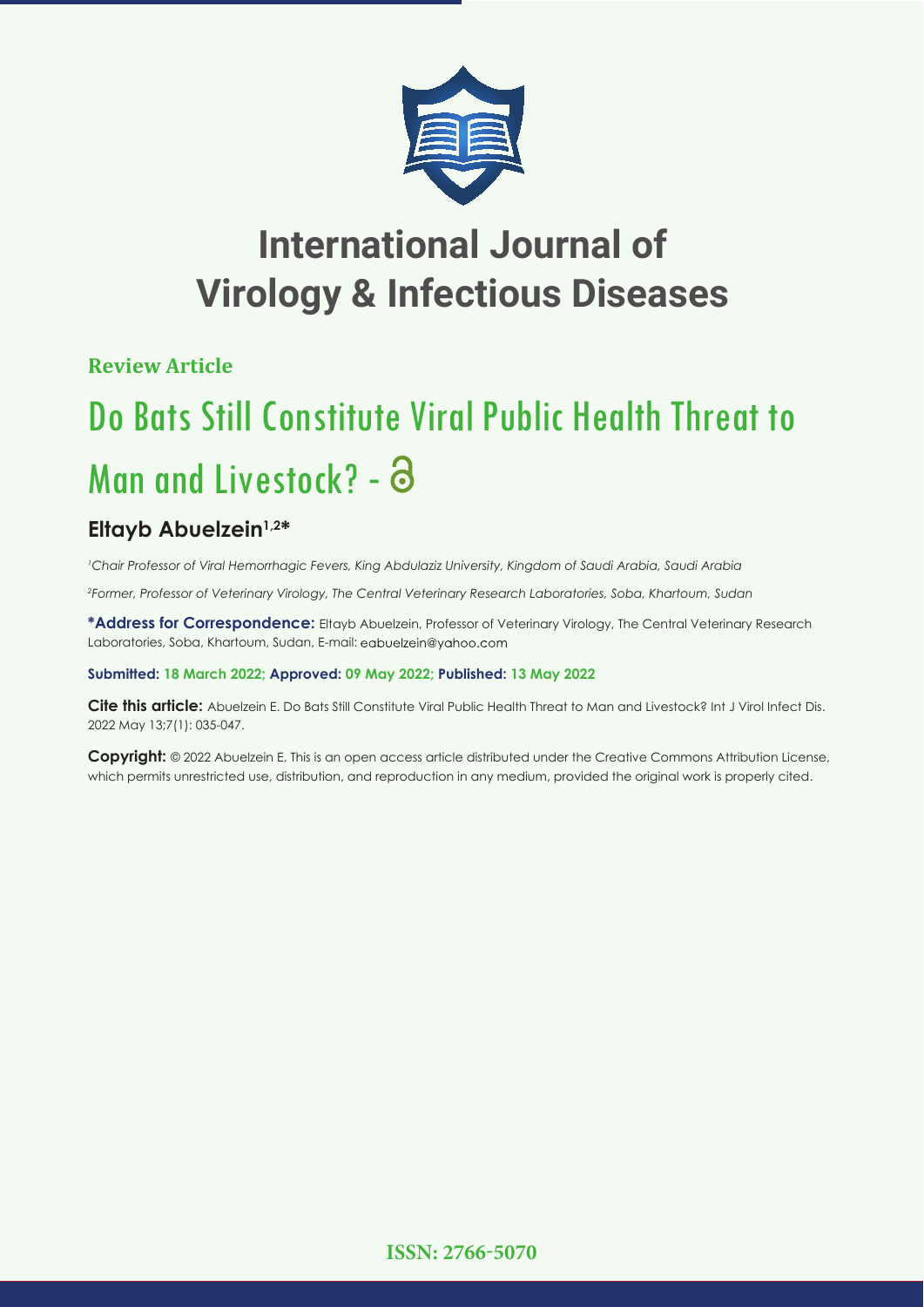# International Journal of Virology & Infectious Diseases

**Review Article**

## Do Bats Still Constitute Viral Public Health Threat to Man and Livestock? -

**Eltayb Abuelzein[1,2]***

[1]*Chair Professor of Viral Hemorrhagic Fevers, King Abdulaziz University, Kingdom of Saudi Arabia, Saudi Arabia*

[2]*Former, Professor of Veterinary Virology, The Central Veterinary Research Laboratories, Soba, Khartoum, Sudan*

**\*Address for Correspondence:** Eltayb Abuelzein, Professor of Veterinary Virology, The Central Veterinary Research Laboratories, Soba, Khartoum, Sudan, E-mail: eabuelzein@yahoo.com

**Submitted: 18 March 2022; Approved: 09 May 2022; Published: 13 May 2022**

**Cite this article:** Abuelzein E. Do Bats Still Constitute Viral Public Health Threat to Man and Livestock? Int J Virol Infect Dis. 2022 May 13;7(1): 035-047.

**Copyright:** © 2022 Abuelzein E. This is an open access article distributed under the Creative Commons Attribution License, which permits unrestricted use, distribution, and reproduction in any medium, provided the original work is properly cited.

**ISSN: 2766-5070**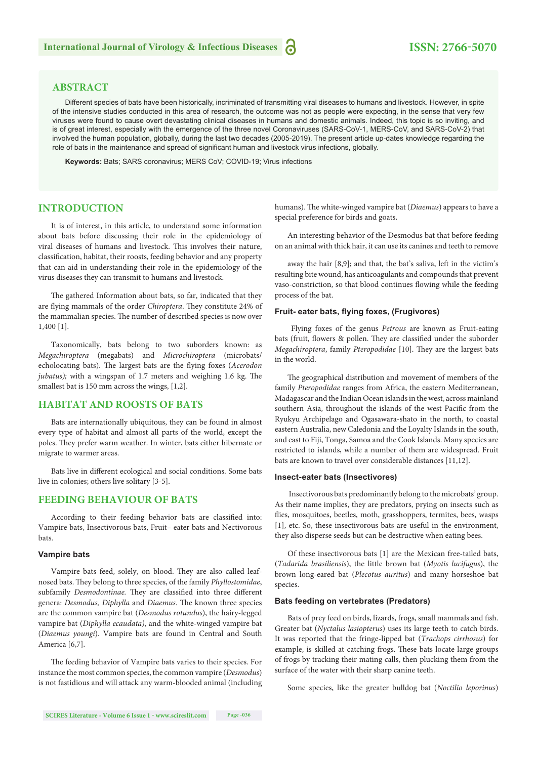## ABSTRACT

Different species of bats have been historically, incriminated of transmitting viral diseases to humans and livestock. However, in spite of the intensive studies conducted in this area of research, the outcome was not as people were expecting, in the sense that very few viruses were found to cause overt devastating clinical diseases in humans and domestic animals. Indeed, this topic is so inviting, and is of great interest, especially with the emergence of the three novel Coronaviruses (SARS-CoV-1, MERS-CoV, and SARS-CoV-2) that involved the human population, globally, during the last two decades (2005-2019). The present article up-dates knowledge regarding the role of bats in the maintenance and spread of significant human and livestock virus infections, globally.

**Keywords:** Bats; SARS coronavirus; MERS CoV; COVID-19; Virus infections

## INTRODUCTION

It is of interest, in this article, to understand some information about bats before discussing their role in the epidemiology of viral diseases of humans and livestock. This involves their nature, classification, habitat, their roosts, feeding behavior and any property that can aid in understanding their role in the epidemiology of the virus diseases they can transmit to humans and livestock.

The gathered Information about bats, so far, indicated that they are flying mammals of the order *Chiroptera*. They constitute 24% of the mammalian species. The number of described species is now over 1,400 [1].

Taxonomically, bats belong to two suborders known: as *Megachiroptera* (megabats) and *Microchiroptera* (microbats/echolocating bats). The largest bats are the flying foxes (*Acerodon jubatus);* with a wingspan of 1.7 meters and weighing 1.6 kg. The smallest bat is 150 mm across the wings, [1,2].

## HABITAT AND ROOSTS OF BATS

Bats are internationally ubiquitous, they can be found in almost every type of habitat and almost all parts of the world, except the poles. They prefer warm weather. In winter, bats either hibernate or migrate to warmer areas.

Bats live in different ecological and social conditions. Some bats live in colonies; others live solitary [3-5].

## FEEDING BEHAVIOUR OF BATS

According to their feeding behavior bats are classified into: Vampire bats, Insectivorous bats, Fruit– eater bats and Nectivorous bats.

### Vampire bats

Vampire bats feed, solely, on blood. They are also called leaf-nosed bats. They belong to three species, of the family *Phyllostomidae*, subfamily *Desmodontinae.* They are classified into three different genera: *Desmodus, Diphylla* and *Diaemus.* The known three species are the common vampire bat (*Desmodus rotundus*), the hairy-legged vampire bat (*Diphylla ecaudata)*, and the white-winged vampire bat (*Diaemus youngi*). Vampire bats are found in Central and South America [6,7].

The feeding behavior of Vampire bats varies to their species. For instance the most common species, the common vampire (*Desmodus*) is not fastidious and will attack any warm-blooded animal (including humans). The white-winged vampire bat (*Diaemus*) appears to have a special preference for birds and goats.

An interesting behavior of the Desmodus bat that before feeding on an animal with thick hair, it can use its canines and teeth to remove

away the hair [8,9]; and that, the bat's saliva, left in the victim's resulting bite wound, has anticoagulants and compounds that prevent vaso-constriction, so that blood continues flowing while the feeding process of the bat.

### Fruit- eater bats, flying foxes, (Frugivores)

Flying foxes of the genus *Petrous* are known as Fruit-eating bats (fruit, flowers & pollen. They are classified under the suborder *Megachiroptera*, family *Pteropodidae* [10]. They are the largest bats in the world.

The geographical distribution and movement of members of the family *Pteropodidae* ranges from Africa, the eastern Mediterranean, Madagascar and the Indian Ocean islands in the west, across mainland southern Asia, throughout the islands of the west Pacific from the Ryukyu Archipelago and Ogasawara-shato in the north, to coastal eastern Australia, new Caledonia and the Loyalty Islands in the south, and east to Fiji, Tonga, Samoa and the Cook Islands. Many species are restricted to islands, while a number of them are widespread. Fruit bats are known to travel over considerable distances [11,12].

### Insect-eater bats (Insectivores)

Insectivorous bats predominantly belong to the microbats' group. As their name implies, they are predators, prying on insects such as flies, mosquitoes, beetles, moth, grasshoppers, termites, bees, wasps [1], etc. So, these insectivorous bats are useful in the environment, they also disperse seeds but can be destructive when eating bees.

Of these insectivorous bats [1] are the Mexican free-tailed bats, (*Tadarida brasiliensis*), the little brown bat (*Myotis lucifugus*), the brown long-eared bat (*Plecotus auritus*) and many horseshoe bat species.

### Bats feeding on vertebrates (Predators)

Bats of prey feed on birds, lizards, frogs, small mammals and fish. Greater bat (*Nyctalus lasiopterus*) uses its large teeth to catch birds. It was reported that the fringe-lipped bat (*Trachops cirrhosus*) for example, is skilled at catching frogs. These bats locate large groups of frogs by tracking their mating calls, then plucking them from the surface of the water with their sharp canine teeth.

Some species, like the greater bulldog bat (*Noctilio leporinus*)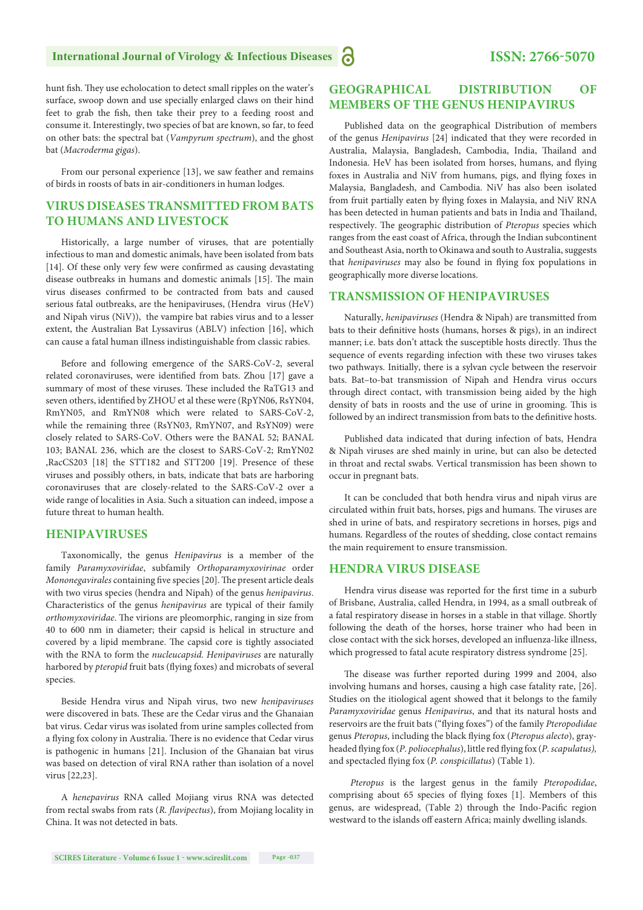hunt fish. They use echolocation to detect small ripples on the water's surface, swoop down and use specially enlarged claws on their hind feet to grab the fish, then take their prey to a feeding roost and consume it. Interestingly, two species of bat are known, so far, to feed on other bats: the spectral bat (*Vampyrum spectrum*), and the ghost bat (*Macroderma gigas*).

From our personal experience [13], we saw feather and remains of birds in roosts of bats in air-conditioners in human lodges.

## VIRUS DISEASES TRANSMITTED FROM BATS TO HUMANS AND LIVESTOCK

Historically, a large number of viruses, that are potentially infectious to man and domestic animals, have been isolated from bats [14]. Of these only very few were confirmed as causing devastating disease outbreaks in humans and domestic animals [15]. The main virus diseases confirmed to be contracted from bats and caused serious fatal outbreaks, are the henipaviruses, (Hendra virus (HeV) and Nipah virus (NiV)), the vampire bat rabies virus and to a lesser extent, the Australian Bat Lyssavirus (ABLV) infection [16], which can cause a fatal human illness indistinguishable from classic rabies.

Before and following emergence of the SARS-CoV-2, several related coronaviruses, were identified from bats. Zhou [17] gave a summary of most of these viruses. These included the RaTG13 and seven others, identified by ZHOU et al these were (RpYN06, RsYN04, RmYN05, and RmYN08 which were related to SARS-CoV-2, while the remaining three (RsYN03, RmYN07, and RsYN09) were closely related to SARS-CoV. Others were the BANAL 52; BANAL 103; BANAL 236, which are the closest to SARS-CoV-2; RmYN02 ,RacCS203 [18] the STT182 and STT200 [19]. Presence of these viruses and possibly others, in bats, indicate that bats are harboring coronaviruses that are closely-related to the SARS-CoV-2 over a wide range of localities in Asia. Such a situation can indeed, impose a future threat to human health.

## HENIPAVIRUSES

Taxonomically, the genus *Henipavirus* is a member of the family *Paramyxoviridae*, subfamily *Orthoparamyxovirinae* order *Mononegavirales* containing five species [20]. The present article deals with two virus species (hendra and Nipah) of the genus *henipavirus*. Characteristics of the genus *henipavirus* are typical of their family *orthomyxoviridae*. The virions are pleomorphic, ranging in size from 40 to 600 nm in diameter; their capsid is helical in structure and covered by a lipid membrane. The capsid core is tightly associated with the RNA to form the *nucleucapsid. Henipaviruses* are naturally harbored by *pteropid* fruit bats (flying foxes) and microbats of several species.

Beside Hendra virus and Nipah virus, two new *henipaviruses* were discovered in bats. These are the Cedar virus and the Ghanaian bat virus. Cedar virus was isolated from urine samples collected from a flying fox colony in Australia. There is no evidence that Cedar virus is pathogenic in humans [21]. Inclusion of the Ghanaian bat virus was based on detection of viral RNA rather than isolation of a novel virus [22,23].

A *henepavirus* RNA called Mojiang virus RNA was detected from rectal swabs from rats (*R. flavipectus*), from Mojiang locality in China. It was not detected in bats.

## GEOGRAPHICAL DISTRIBUTION OF MEMBERS OF THE GENUS HENIPAVIRUS

Published data on the geographical Distribution of members of the genus *Henipavirus* [24] indicated that they were recorded in Australia, Malaysia, Bangladesh, Cambodia, India, Thailand and Indonesia. HeV has been isolated from horses, humans, and flying foxes in Australia and NiV from humans, pigs, and flying foxes in Malaysia, Bangladesh, and Cambodia. NiV has also been isolated from fruit partially eaten by flying foxes in Malaysia, and NiV RNA has been detected in human patients and bats in India and Thailand, respectively. The geographic distribution of *Pteropus* species which ranges from the east coast of Africa, through the Indian subcontinent and Southeast Asia, north to Okinawa and south to Australia, suggests that *henipaviruses* may also be found in flying fox populations in geographically more diverse locations.

## TRANSMISSION OF HENIPAVIRUSES

Naturally, *henipaviruses* (Hendra & Nipah) are transmitted from bats to their definitive hosts (humans, horses & pigs), in an indirect manner; i.e. bats don't attack the susceptible hosts directly. Thus the sequence of events regarding infection with these two viruses takes two pathways. Initially, there is a sylvan cycle between the reservoir bats. Bat–to-bat transmission of Nipah and Hendra virus occurs through direct contact, with transmission being aided by the high density of bats in roosts and the use of urine in grooming. This is followed by an indirect transmission from bats to the definitive hosts.

Published data indicated that during infection of bats, Hendra & Nipah viruses are shed mainly in urine, but can also be detected in throat and rectal swabs. Vertical transmission has been shown to occur in pregnant bats.

It can be concluded that both hendra virus and nipah virus are circulated within fruit bats, horses, pigs and humans. The viruses are shed in urine of bats, and respiratory secretions in horses, pigs and humans. Regardless of the routes of shedding, close contact remains the main requirement to ensure transmission.

## HENDRA VIRUS DISEASE

Hendra virus disease was reported for the first time in a suburb of Brisbane, Australia, called Hendra, in 1994, as a small outbreak of a fatal respiratory disease in horses in a stable in that village. Shortly following the death of the horses, horse trainer who had been in close contact with the sick horses, developed an influenza-like illness, which progressed to fatal acute respiratory distress syndrome [25].

The disease was further reported during 1999 and 2004, also involving humans and horses, causing a high case fatality rate, [26]. Studies on the itiological agent showed that it belongs to the family *Paramyxoviridae* genus *Henipavirus*, and that its natural hosts and reservoirs are the fruit bats ("flying foxes") of the family *Pteropodidae* genus *Pteropus*, including the black flying fox (*Pteropus alecto*), gray-headed flying fox (*P. poliocephalus*), little red flying fox (*P. scapulatus),* and spectacled flying fox (*P. conspicillatus*) (Table 1).

*Pteropus* is the largest genus in the family *Pteropodidae*, comprising about 65 species of flying foxes [1]. Members of this genus, are widespread, (Table 2) through the Indo-Pacific region westward to the islands off eastern Africa; mainly dwelling islands.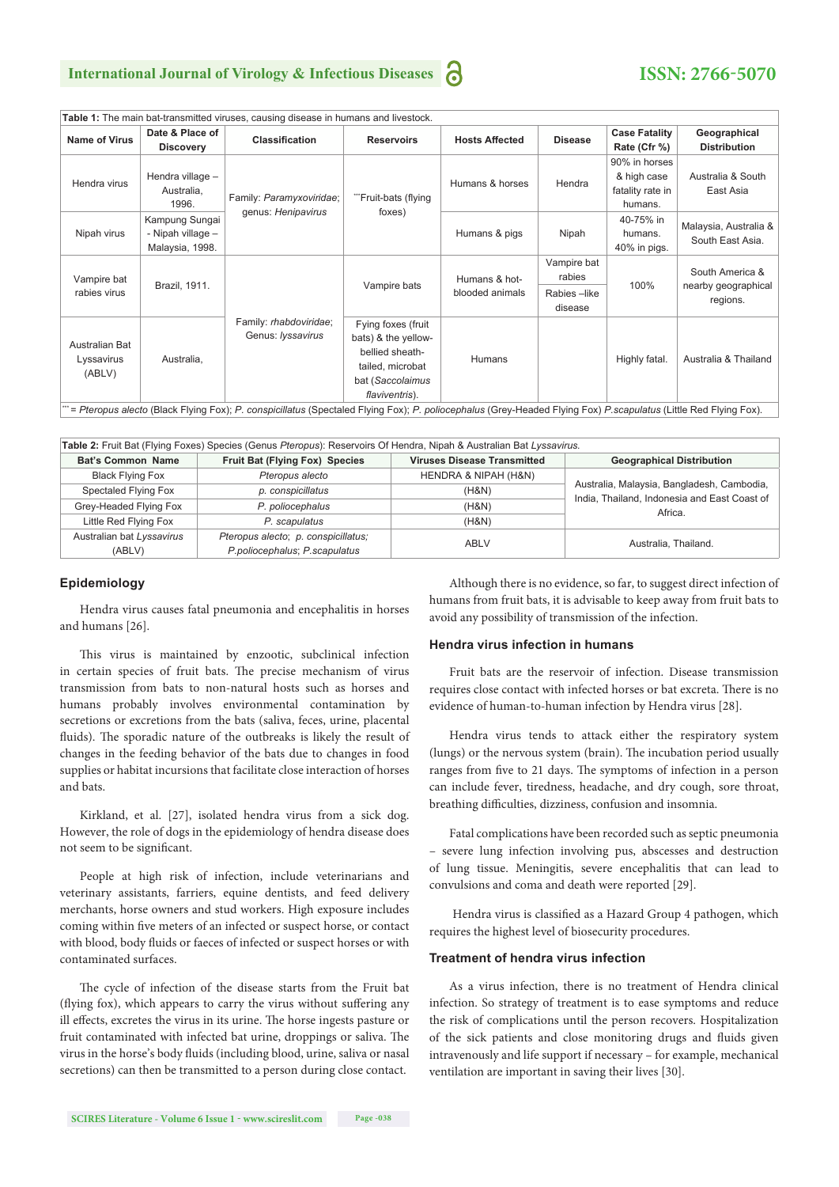**Table 1:** The main bat-transmitted viruses, causing disease in humans and livestock.

| Name of Virus | Date & Place of Discovery | Classification | Reservoirs | Hosts Affected | Disease | Case Fatality Rate (Cfr %) | Geographical Distribution |
|---|---|---|---|---|---|---|---|
| Hendra virus | Hendra village – Australia, 1996. | Family: *Paramyxoviridae*; genus: *Henipavirus* | ***Fruit-bats (flying foxes) | Humans & horses | Hendra | 90% in horses & high case fatality rate in humans. | Australia & South East Asia |
| Nipah virus | Kampung Sungai - Nipah village – Malaysia, 1998. | | | Humans & pigs | Nipah | 40-75% in humans. 40% in pigs. | Malaysia, Australia & South East Asia. |
| Vampire bat rabies virus | Brazil, 1911. | Family: *rhabdoviridae*; Genus: *lyssavirus* | Vampire bats | Humans & hot-blooded animals | Vampire bat rabies / Rabies –like disease | 100% | South America & nearby geographical regions. |
| Australian Bat Lyssavirus (ABLV) | Australia, | | Fying foxes (fruit bats) & the yellow-bellied sheath-tailed, microbat bat (*Saccolaimus flaviventris*). | Humans | | Highly fatal. | Australia & Thailand |

*** = *Pteropus alecto* (Black Flying Fox); *P. conspicillatus* (Spectaled Flying Fox); *P. poliocephalus* (Grey-Headed Flying Fox) *P.scapulatus* (Little Red Flying Fox).

**Table 2:** Fruit Bat (Flying Foxes) Species (Genus *Pteropus*): Reservoirs Of Hendra, Nipah & Australian Bat *Lyssavirus*.

| Bat's Common Name | Fruit Bat (Flying Fox) Species | Viruses Disease Transmitted | Geographical Distribution |
|---|---|---|---|
| Black Flying Fox | *Pteropus alecto* | HENDRA & NIPAH (H&N) | Australia, Malaysia, Bangladesh, Cambodia, India, Thailand, Indonesia and East Coast of Africa. |
| Spectaled Flying Fox | *p. conspicillatus* | (H&N) | |
| Grey-Headed Flying Fox | *P. poliocephalus* | (H&N) | |
| Little Red Flying Fox | *P. scapulatus* | (H&N) | |
| Australian bat *Lyssavirus* (ABLV) | *Pteropus alecto*; *p. conspicillatus*; *P.poliocephalus*; *P.scapulatus* | ABLV | Australia, Thailand. |

## Epidemiology

Hendra virus causes fatal pneumonia and encephalitis in horses and humans [26].

This virus is maintained by enzootic, subclinical infection in certain species of fruit bats. The precise mechanism of virus transmission from bats to non-natural hosts such as horses and humans probably involves environmental contamination by secretions or excretions from the bats (saliva, feces, urine, placental fluids). The sporadic nature of the outbreaks is likely the result of changes in the feeding behavior of the bats due to changes in food supplies or habitat incursions that facilitate close interaction of horses and bats.

Kirkland, et al. [27], isolated hendra virus from a sick dog. However, the role of dogs in the epidemiology of hendra disease does not seem to be significant.

People at high risk of infection, include veterinarians and veterinary assistants, farriers, equine dentists, and feed delivery merchants, horse owners and stud workers. High exposure includes coming within five meters of an infected or suspect horse, or contact with blood, body fluids or faeces of infected or suspect horses or with contaminated surfaces.

The cycle of infection of the disease starts from the Fruit bat (flying fox), which appears to carry the virus without suffering any ill effects, excretes the virus in its urine. The horse ingests pasture or fruit contaminated with infected bat urine, droppings or saliva. The virus in the horse's body fluids (including blood, urine, saliva or nasal secretions) can then be transmitted to a person during close contact.

Although there is no evidence, so far, to suggest direct infection of humans from fruit bats, it is advisable to keep away from fruit bats to avoid any possibility of transmission of the infection.

### Hendra virus infection in humans

Fruit bats are the reservoir of infection. Disease transmission requires close contact with infected horses or bat excreta. There is no evidence of human-to-human infection by Hendra virus [28].

Hendra virus tends to attack either the respiratory system (lungs) or the nervous system (brain). The incubation period usually ranges from five to 21 days. The symptoms of infection in a person can include fever, tiredness, headache, and dry cough, sore throat, breathing difficulties, dizziness, confusion and insomnia.

Fatal complications have been recorded such as septic pneumonia – severe lung infection involving pus, abscesses and destruction of lung tissue. Meningitis, severe encephalitis that can lead to convulsions and coma and death were reported [29].

Hendra virus is classified as a Hazard Group 4 pathogen, which requires the highest level of biosecurity procedures.

### Treatment of hendra virus infection

As a virus infection, there is no treatment of Hendra clinical infection. So strategy of treatment is to ease symptoms and reduce the risk of complications until the person recovers. Hospitalization of the sick patients and close monitoring drugs and fluids given intravenously and life support if necessary – for example, mechanical ventilation are important in saving their lives [30].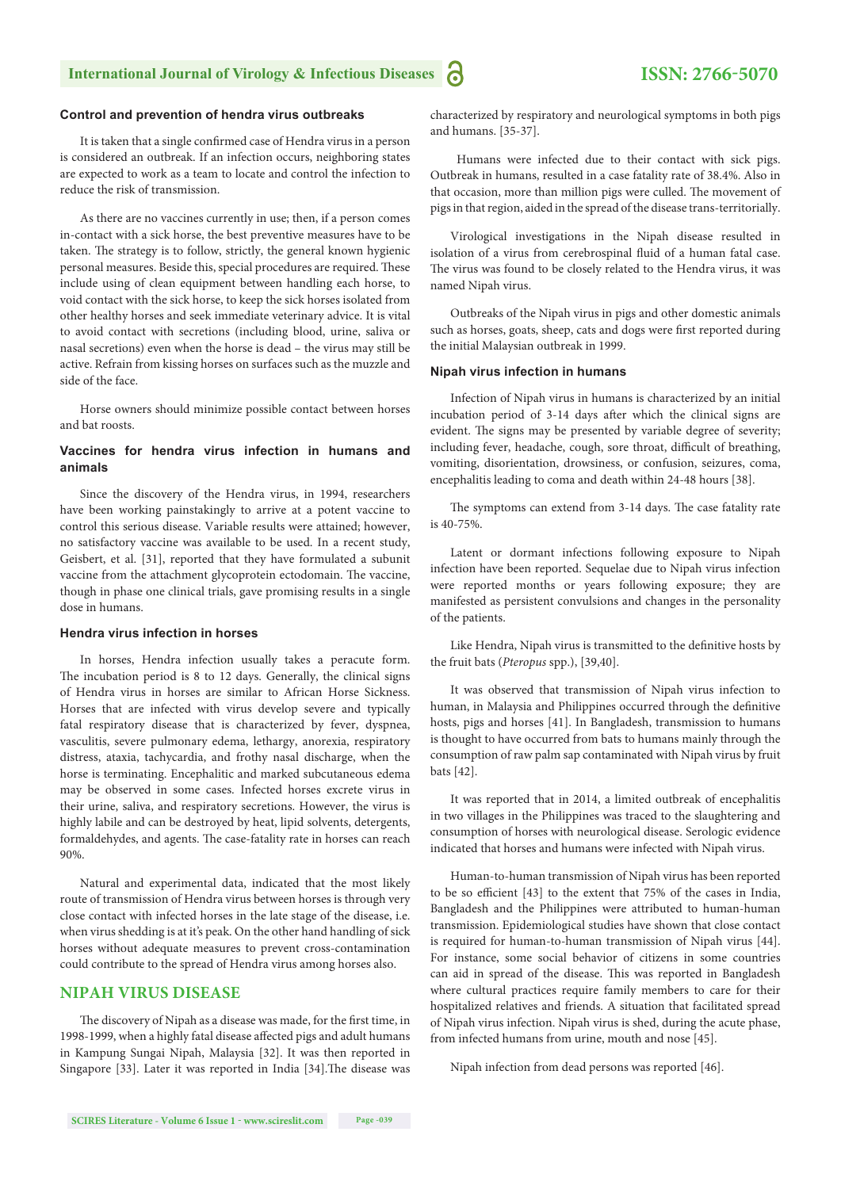### Control and prevention of hendra virus outbreaks

It is taken that a single confirmed case of Hendra virus in a person is considered an outbreak. If an infection occurs, neighboring states are expected to work as a team to locate and control the infection to reduce the risk of transmission.

As there are no vaccines currently in use; then, if a person comes in-contact with a sick horse, the best preventive measures have to be taken. The strategy is to follow, strictly, the general known hygienic personal measures. Beside this, special procedures are required. These include using of clean equipment between handling each horse, to void contact with the sick horse, to keep the sick horses isolated from other healthy horses and seek immediate veterinary advice. It is vital to avoid contact with secretions (including blood, urine, saliva or nasal secretions) even when the horse is dead – the virus may still be active. Refrain from kissing horses on surfaces such as the muzzle and side of the face.

Horse owners should minimize possible contact between horses and bat roosts.

### Vaccines for hendra virus infection in humans and animals

Since the discovery of the Hendra virus, in 1994, researchers have been working painstakingly to arrive at a potent vaccine to control this serious disease. Variable results were attained; however, no satisfactory vaccine was available to be used. In a recent study, Geisbert, et al. [31], reported that they have formulated a subunit vaccine from the attachment glycoprotein ectodomain. The vaccine, though in phase one clinical trials, gave promising results in a single dose in humans.

### Hendra virus infection in horses

In horses, Hendra infection usually takes a peracute form. The incubation period is 8 to 12 days. Generally, the clinical signs of Hendra virus in horses are similar to African Horse Sickness. Horses that are infected with virus develop severe and typically fatal respiratory disease that is characterized by fever, dyspnea, vasculitis, severe pulmonary edema, lethargy, anorexia, respiratory distress, ataxia, tachycardia, and frothy nasal discharge, when the horse is terminating. Encephalitic and marked subcutaneous edema may be observed in some cases. Infected horses excrete virus in their urine, saliva, and respiratory secretions. However, the virus is highly labile and can be destroyed by heat, lipid solvents, detergents, formaldehydes, and agents. The case-fatality rate in horses can reach 90%.

Natural and experimental data, indicated that the most likely route of transmission of Hendra virus between horses is through very close contact with infected horses in the late stage of the disease, i.e. when virus shedding is at it's peak. On the other hand handling of sick horses without adequate measures to prevent cross-contamination could contribute to the spread of Hendra virus among horses also.

## NIPAH VIRUS DISEASE

The discovery of Nipah as a disease was made, for the first time, in 1998-1999, when a highly fatal disease affected pigs and adult humans in Kampung Sungai Nipah, Malaysia [32]. It was then reported in Singapore [33]. Later it was reported in India [34].The disease was characterized by respiratory and neurological symptoms in both pigs and humans. [35-37].

Humans were infected due to their contact with sick pigs. Outbreak in humans, resulted in a case fatality rate of 38.4%. Also in that occasion, more than million pigs were culled. The movement of pigs in that region, aided in the spread of the disease trans-territorially.

Virological investigations in the Nipah disease resulted in isolation of a virus from cerebrospinal fluid of a human fatal case. The virus was found to be closely related to the Hendra virus, it was named Nipah virus.

Outbreaks of the Nipah virus in pigs and other domestic animals such as horses, goats, sheep, cats and dogs were first reported during the initial Malaysian outbreak in 1999.

### Nipah virus infection in humans

Infection of Nipah virus in humans is characterized by an initial incubation period of 3-14 days after which the clinical signs are evident. The signs may be presented by variable degree of severity; including fever, headache, cough, sore throat, difficult of breathing, vomiting, disorientation, drowsiness, or confusion, seizures, coma, encephalitis leading to coma and death within 24-48 hours [38].

The symptoms can extend from 3-14 days. The case fatality rate is 40-75%.

Latent or dormant infections following exposure to Nipah infection have been reported. Sequelae due to Nipah virus infection were reported months or years following exposure; they are manifested as persistent convulsions and changes in the personality of the patients.

Like Hendra, Nipah virus is transmitted to the definitive hosts by the fruit bats (*Pteropus* spp.), [39,40].

It was observed that transmission of Nipah virus infection to human, in Malaysia and Philippines occurred through the definitive hosts, pigs and horses [41]. In Bangladesh, transmission to humans is thought to have occurred from bats to humans mainly through the consumption of raw palm sap contaminated with Nipah virus by fruit bats [42].

It was reported that in 2014, a limited outbreak of encephalitis in two villages in the Philippines was traced to the slaughtering and consumption of horses with neurological disease. Serologic evidence indicated that horses and humans were infected with Nipah virus.

Human-to-human transmission of Nipah virus has been reported to be so efficient [43] to the extent that 75% of the cases in India, Bangladesh and the Philippines were attributed to human-human transmission. Epidemiological studies have shown that close contact is required for human-to-human transmission of Nipah virus [44]. For instance, some social behavior of citizens in some countries can aid in spread of the disease. This was reported in Bangladesh where cultural practices require family members to care for their hospitalized relatives and friends. A situation that facilitated spread of Nipah virus infection. Nipah virus is shed, during the acute phase, from infected humans from urine, mouth and nose [45].

Nipah infection from dead persons was reported [46].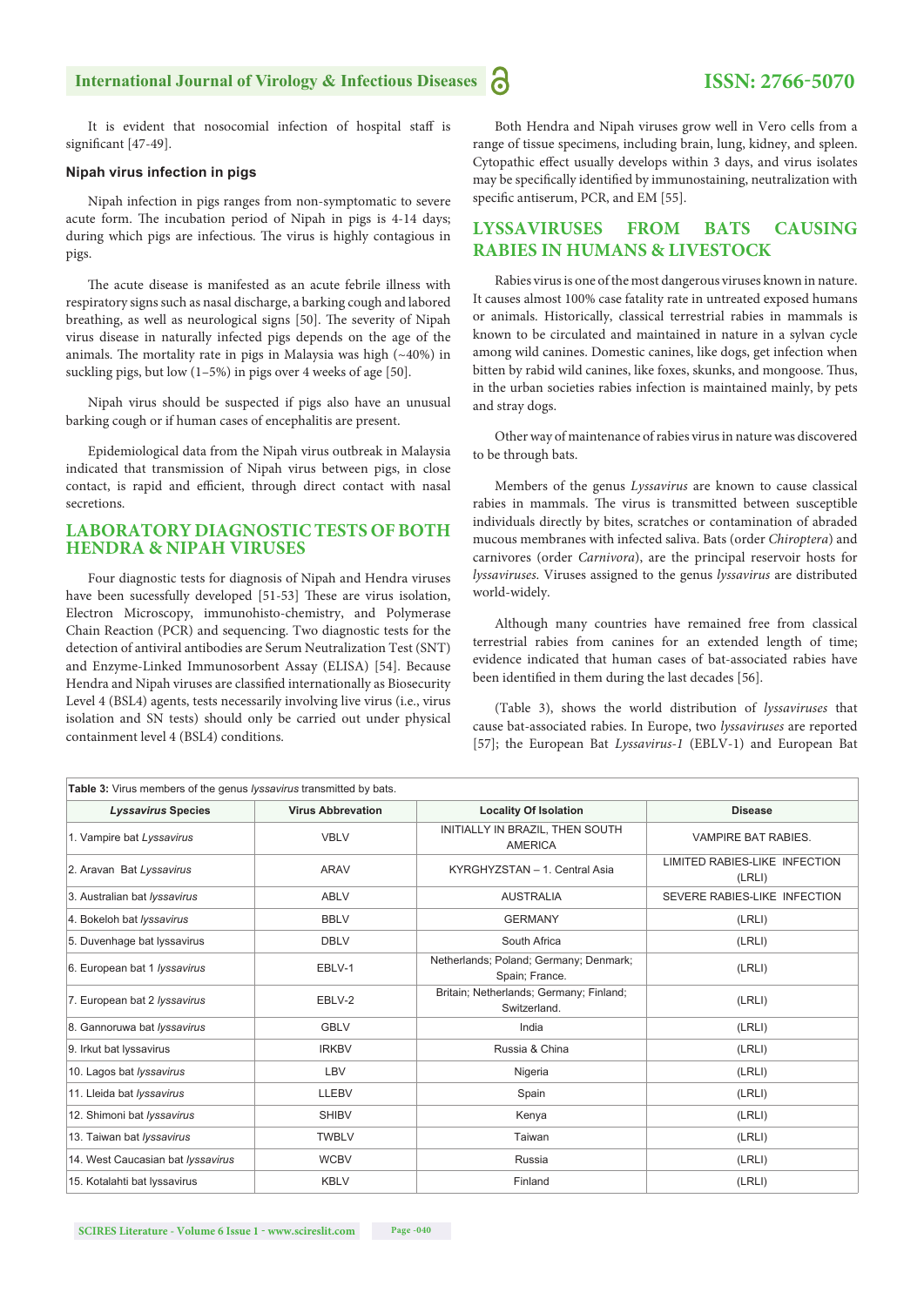It is evident that nosocomial infection of hospital staff is significant [47-49].

#### Nipah virus infection in pigs

Nipah infection in pigs ranges from non-symptomatic to severe acute form. The incubation period of Nipah in pigs is 4-14 days; during which pigs are infectious. The virus is highly contagious in pigs.

The acute disease is manifested as an acute febrile illness with respiratory signs such as nasal discharge, a barking cough and labored breathing, as well as neurological signs [50]. The severity of Nipah virus disease in naturally infected pigs depends on the age of the animals. The mortality rate in pigs in Malaysia was high (~40%) in suckling pigs, but low (1–5%) in pigs over 4 weeks of age [50].

Nipah virus should be suspected if pigs also have an unusual barking cough or if human cases of encephalitis are present.

Epidemiological data from the Nipah virus outbreak in Malaysia indicated that transmission of Nipah virus between pigs, in close contact, is rapid and efficient, through direct contact with nasal secretions.

## LABORATORY DIAGNOSTIC TESTS OF BOTH HENDRA & NIPAH VIRUSES

Four diagnostic tests for diagnosis of Nipah and Hendra viruses have been sucessfully developed [51-53] These are virus isolation, Electron Microscopy, immunohisto-chemistry, and Polymerase Chain Reaction (PCR) and sequencing. Two diagnostic tests for the detection of antiviral antibodies are Serum Neutralization Test (SNT) and Enzyme-Linked Immunosorbent Assay (ELISA) [54]. Because Hendra and Nipah viruses are classified internationally as Biosecurity Level 4 (BSL4) agents, tests necessarily involving live virus (i.e., virus isolation and SN tests) should only be carried out under physical containment level 4 (BSL4) conditions.

Both Hendra and Nipah viruses grow well in Vero cells from a range of tissue specimens, including brain, lung, kidney, and spleen. Cytopathic effect usually develops within 3 days, and virus isolates may be specifically identified by immunostaining, neutralization with specific antiserum, PCR, and EM [55].

## LYSSAVIRUSES FROM BATS CAUSING RABIES IN HUMANS & LIVESTOCK

Rabies virus is one of the most dangerous viruses known in nature. It causes almost 100% case fatality rate in untreated exposed humans or animals. Historically, classical terrestrial rabies in mammals is known to be circulated and maintained in nature in a sylvan cycle among wild canines. Domestic canines, like dogs, get infection when bitten by rabid wild canines, like foxes, skunks, and mongoose. Thus, in the urban societies rabies infection is maintained mainly, by pets and stray dogs.

Other way of maintenance of rabies virus in nature was discovered to be through bats.

Members of the genus *Lyssavirus* are known to cause classical rabies in mammals. The virus is transmitted between susceptible individuals directly by bites, scratches or contamination of abraded mucous membranes with infected saliva. Bats (order *Chiroptera*) and carnivores (order *Carnivora*), are the principal reservoir hosts for *lyssaviruses*. Viruses assigned to the genus *lyssavirus* are distributed world-widely.

Although many countries have remained free from classical terrestrial rabies from canines for an extended length of time; evidence indicated that human cases of bat-associated rabies have been identified in them during the last decades [56].

(Table 3), shows the world distribution of *lyssaviruses* that cause bat-associated rabies. In Europe, two *lyssaviruses* are reported [57]; the European Bat *Lyssavirus-1* (EBLV-1) and European Bat

**Table 3:** Virus members of the genus *lyssavirus* transmitted by bats.

| *Lyssavirus* Species | Virus Abbrevation | Locality Of Isolation | Disease |
|---|---|---|---|
| 1. Vampire bat *Lyssavirus* | VBLV | INITIALLY IN BRAZIL, THEN SOUTH AMERICA | VAMPIRE BAT RABIES. |
| 2. Aravan Bat *Lyssavirus* | ARAV | KYRGHYZSTAN – 1. Central Asia | LIMITED RABIES-LIKE INFECTION (LRLI) |
| 3. Australian bat *lyssavirus* | ABLV | AUSTRALIA | SEVERE RABIES-LIKE INFECTION |
| 4. Bokeloh bat *lyssavirus* | BBLV | GERMANY | (LRLI) |
| 5. Duvenhage bat lyssavirus | DBLV | South Africa | (LRLI) |
| 6. European bat 1 *lyssavirus* | EBLV-1 | Netherlands; Poland; Germany; Denmark; Spain; France. | (LRLI) |
| 7. European bat 2 *lyssavirus* | EBLV-2 | Britain; Netherlands; Germany; Finland; Switzerland. | (LRLI) |
| 8. Gannoruwa bat *lyssavirus* | GBLV | India | (LRLI) |
| 9. Irkut bat lyssavirus | IRKBV | Russia & China | (LRLI) |
| 10. Lagos bat *lyssavirus* | LBV | Nigeria | (LRLI) |
| 11. Lleida bat *lyssavirus* | LLEBV | Spain | (LRLI) |
| 12. Shimoni bat *lyssavirus* | SHIBV | Kenya | (LRLI) |
| 13. Taiwan bat *lyssavirus* | TWBLV | Taiwan | (LRLI) |
| 14. West Caucasian bat *lyssavirus* | WCBV | Russia | (LRLI) |
| 15. Kotalahti bat lyssavirus | KBLV | Finland | (LRLI) |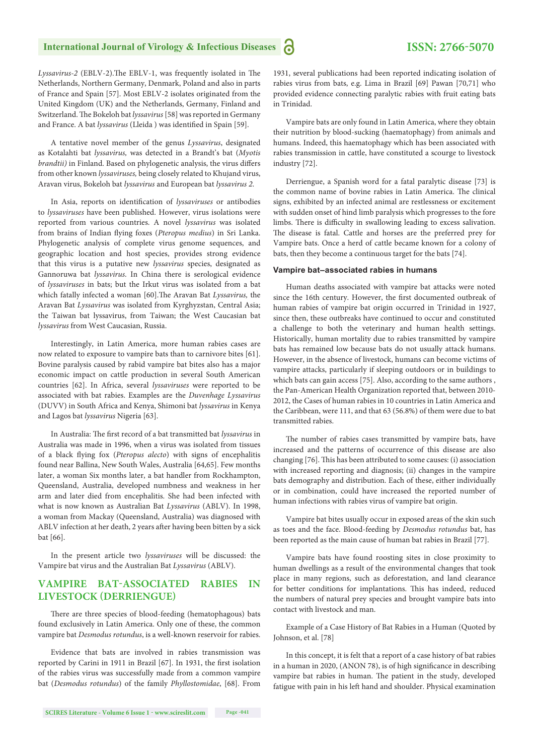*Lyssavirus-2* (EBLV-2).The EBLV-1, was frequently isolated in The Netherlands, Northern Germany, Denmark, Poland and also in parts of France and Spain [57]. Most EBLV-2 isolates originated from the United Kingdom (UK) and the Netherlands, Germany, Finland and Switzerland. The Bokeloh bat *lyssavirus* [58] was reported in Germany and France. A bat *lyssavirus* (Lleida ) was identified in Spain [59].

A tentative novel member of the genus *Lyssavirus*, designated as Kotalahti bat *lyssavirus*, was detected in a Brandt's bat (*Myotis brandtii)* in Finland. Based on phylogenetic analysis, the virus differs from other known *lyssaviruses*, being closely related to Khujand virus, Aravan virus, Bokeloh bat *lyssavirus* and European bat *lyssavirus 2.*

In Asia, reports on identification of *lyssaviruses* or antibodies to *lyssaviruses* have been published. However, virus isolations were reported from various countries. A novel *lyssavirus* was isolated from brains of Indian flying foxes (*Pteropus medius*) in Sri Lanka. Phylogenetic analysis of complete virus genome sequences, and geographic location and host species, provides strong evidence that this virus is a putative new *lyssavirus* species, designated as Gannoruwa bat *lyssavirus*. In China there is serological evidence of *lyssaviruses* in bats; but the Irkut virus was isolated from a bat which fatally infected a woman [60].The Aravan Bat *Lyssavirus,* the Aravan Bat *Lyssavirus* was isolated from Kyrghyzstan, Central Asia; the Taiwan bat lyssavirus, from Taiwan; the West Caucasian bat *lyssavirus* from West Caucasian, Russia.

Interestingly, in Latin America, more human rabies cases are now related to exposure to vampire bats than to carnivore bites [61]. Bovine paralysis caused by rabid vampire bat bites also has a major economic impact on cattle production in several South American countries [62]. In Africa, several *lyssaviruses* were reported to be associated with bat rabies. Examples are the *Duvenhage Lyssavirus* (DUVV) in South Africa and Kenya, Shimoni bat *lyssavirus* in Kenya and Lagos bat *lyssavirus* Nigeria [63].

In Australia: The first record of a bat transmitted bat *lyssavirus* in Australia was made in 1996, when a virus was isolated from tissues of a black flying fox (*Pteropus alecto*) with signs of encephalitis found near Ballina, New South Wales, Australia [64,65]. Few months later, a woman Six months later, a bat handler from Rockhampton, Queensland, Australia, developed numbness and weakness in her arm and later died from encephalitis. She had been infected with what is now known as Australian Bat *Lyssavirus* (ABLV). In 1998, a woman from Mackay (Queensland, Australia) was diagnosed with ABLV infection at her death, 2 years after having been bitten by a sick bat [66].

In the present article two *lyssaviruses* will be discussed: the Vampire bat virus and the Australian Bat *Lyssavirus* (ABLV).

## VAMPIRE BAT-ASSOCIATED RABIES IN LIVESTOCK (DERRIENGUE)

There are three species of blood-feeding (hematophagous) bats found exclusively in Latin America. Only one of these, the common vampire bat *Desmodus rotundus*, is a well-known reservoir for rabies.

Evidence that bats are involved in rabies transmission was reported by Carini in 1911 in Brazil [67]. In 1931, the first isolation of the rabies virus was successfully made from a common vampire bat (*Desmodus rotundus*) of the family *Phyllostomidae*, [68]. From 1931, several publications had been reported indicating isolation of rabies virus from bats, e.g. Lima in Brazil [69] Pawan [70,71] who provided evidence connecting paralytic rabies with fruit eating bats in Trinidad.

Vampire bats are only found in Latin America, where they obtain their nutrition by blood-sucking (haematophagy) from animals and humans. Indeed, this haematophagy which has been associated with rabies transmission in cattle, have constituted a scourge to livestock industry [72].

Derriengue, a Spanish word for a fatal paralytic disease [73] is the common name of bovine rabies in Latin America. The clinical signs, exhibited by an infected animal are restlessness or excitement with sudden onset of hind limb paralysis which progresses to the fore limbs. There is difficulty in swallowing leading to excess salivation. The disease is fatal. Cattle and horses are the preferred prey for Vampire bats. Once a herd of cattle became known for a colony of bats, then they become a continuous target for the bats [74].

### Vampire bat–associated rabies in humans

Human deaths associated with vampire bat attacks were noted since the 16th century. However, the first documented outbreak of human rabies of vampire bat origin occurred in Trinidad in 1927, since then, these outbreaks have continued to occur and constituted a challenge to both the veterinary and human health settings. Historically, human mortality due to rabies transmitted by vampire bats has remained low because bats do not usually attack humans. However, in the absence of livestock, humans can become victims of vampire attacks, particularly if sleeping outdoors or in buildings to which bats can gain access [75]. Also, according to the same authors , the Pan-American Health Organization reported that, between 2010-2012, the Cases of human rabies in 10 countries in Latin America and the Caribbean, were 111, and that 63 (56.8%) of them were due to bat transmitted rabies.

The number of rabies cases transmitted by vampire bats, have increased and the patterns of occurrence of this disease are also changing [76]. This has been attributed to some causes: (i) association with increased reporting and diagnosis; (ii) changes in the vampire bats demography and distribution. Each of these, either individually or in combination, could have increased the reported number of human infections with rabies virus of vampire bat origin.

Vampire bat bites usually occur in exposed areas of the skin such as toes and the face. Blood-feeding by *Desmodus rotundus* bat, has been reported as the main cause of human bat rabies in Brazil [77].

Vampire bats have found roosting sites in close proximity to human dwellings as a result of the environmental changes that took place in many regions, such as deforestation, and land clearance for better conditions for implantations. This has indeed, reduced the numbers of natural prey species and brought vampire bats into contact with livestock and man.

Example of a Case History of Bat Rabies in a Human (Quoted by Johnson, et al. [78]

In this concept, it is felt that a report of a case history of bat rabies in a human in 2020, (ANON 78), is of high significance in describing vampire bat rabies in human. The patient in the study, developed fatigue with pain in his left hand and shoulder. Physical examination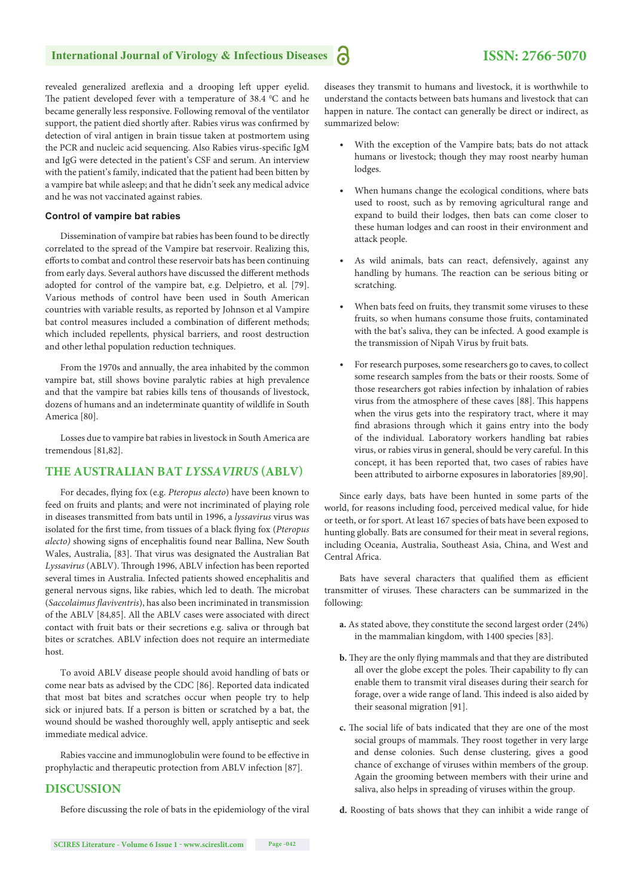revealed generalized areflexia and a drooping left upper eyelid. The patient developed fever with a temperature of 38.4 °C and he became generally less responsive. Following removal of the ventilator support, the patient died shortly after. Rabies virus was confirmed by detection of viral antigen in brain tissue taken at postmortem using the PCR and nucleic acid sequencing. Also Rabies virus-specific IgM and IgG were detected in the patient's CSF and serum. An interview with the patient's family, indicated that the patient had been bitten by a vampire bat while asleep; and that he didn't seek any medical advice and he was not vaccinated against rabies.

### Control of vampire bat rabies

Dissemination of vampire bat rabies has been found to be directly correlated to the spread of the Vampire bat reservoir. Realizing this, efforts to combat and control these reservoir bats has been continuing from early days. Several authors have discussed the different methods adopted for control of the vampire bat, e.g. Delpietro, et al. [79]. Various methods of control have been used in South American countries with variable results, as reported by Johnson et al Vampire bat control measures included a combination of different methods; which included repellents, physical barriers, and roost destruction and other lethal population reduction techniques.

From the 1970s and annually, the area inhabited by the common vampire bat, still shows bovine paralytic rabies at high prevalence and that the vampire bat rabies kills tens of thousands of livestock, dozens of humans and an indeterminate quantity of wildlife in South America [80].

Losses due to vampire bat rabies in livestock in South America are tremendous [81,82].

## THE AUSTRALIAN BAT *LYSSAVIRUS* (ABLV)

For decades, flying fox (e.g. *Pteropus alecto*) have been known to feed on fruits and plants; and were not incriminated of playing role in diseases transmitted from bats until in 1996, a *lyssavirus* virus was isolated for the first time, from tissues of a black flying fox (*Pteropus alecto)* showing signs of encephalitis found near Ballina, New South Wales, Australia, [83]. That virus was designated the Australian Bat *Lyssavirus* (ABLV). Through 1996, ABLV infection has been reported several times in Australia. Infected patients showed encephalitis and general nervous signs, like rabies, which led to death. The microbat (*Saccolaimus flaviventris*), has also been incriminated in transmission of the ABLV [84,85]. All the ABLV cases were associated with direct contact with fruit bats or their secretions e.g. saliva or through bat bites or scratches. ABLV infection does not require an intermediate host.

To avoid ABLV disease people should avoid handling of bats or come near bats as advised by the CDC [86]. Reported data indicated that most bat bites and scratches occur when people try to help sick or injured bats. If a person is bitten or scratched by a bat, the wound should be washed thoroughly well, apply antiseptic and seek immediate medical advice.

Rabies vaccine and immunoglobulin were found to be effective in prophylactic and therapeutic protection from ABLV infection [87].

## DISCUSSION

Before discussing the role of bats in the epidemiology of the viral diseases they transmit to humans and livestock, it is worthwhile to understand the contacts between bats humans and livestock that can happen in nature. The contact can generally be direct or indirect, as summarized below:

- With the exception of the Vampire bats; bats do not attack humans or livestock; though they may roost nearby human lodges.
- When humans change the ecological conditions, where bats used to roost, such as by removing agricultural range and expand to build their lodges, then bats can come closer to these human lodges and can roost in their environment and attack people.
- As wild animals, bats can react, defensively, against any handling by humans. The reaction can be serious biting or scratching.
- When bats feed on fruits, they transmit some viruses to these fruits, so when humans consume those fruits, contaminated with the bat's saliva, they can be infected. A good example is the transmission of Nipah Virus by fruit bats.
- For research purposes, some researchers go to caves, to collect some research samples from the bats or their roosts. Some of those researchers got rabies infection by inhalation of rabies virus from the atmosphere of these caves [88]. This happens when the virus gets into the respiratory tract, where it may find abrasions through which it gains entry into the body of the individual. Laboratory workers handling bat rabies virus, or rabies virus in general, should be very careful. In this concept, it has been reported that, two cases of rabies have been attributed to airborne exposures in laboratories [89,90].

Since early days, bats have been hunted in some parts of the world, for reasons including food, perceived medical value, for hide or teeth, or for sport. At least 167 species of bats have been exposed to hunting globally. Bats are consumed for their meat in several regions, including Oceania, Australia, Southeast Asia, China, and West and Central Africa.

Bats have several characters that qualified them as efficient transmitter of viruses. These characters can be summarized in the following:

**a.** As stated above, they constitute the second largest order (24%) in the mammalian kingdom, with 1400 species [83].

**b.** They are the only flying mammals and that they are distributed all over the globe except the poles. Their capability to fly can enable them to transmit viral diseases during their search for forage, over a wide range of land. This indeed is also aided by their seasonal migration [91].

**c.** The social life of bats indicated that they are one of the most social groups of mammals. They roost together in very large and dense colonies. Such dense clustering, gives a good chance of exchange of viruses within members of the group. Again the grooming between members with their urine and saliva, also helps in spreading of viruses within the group.

**d.** Roosting of bats shows that they can inhibit a wide range of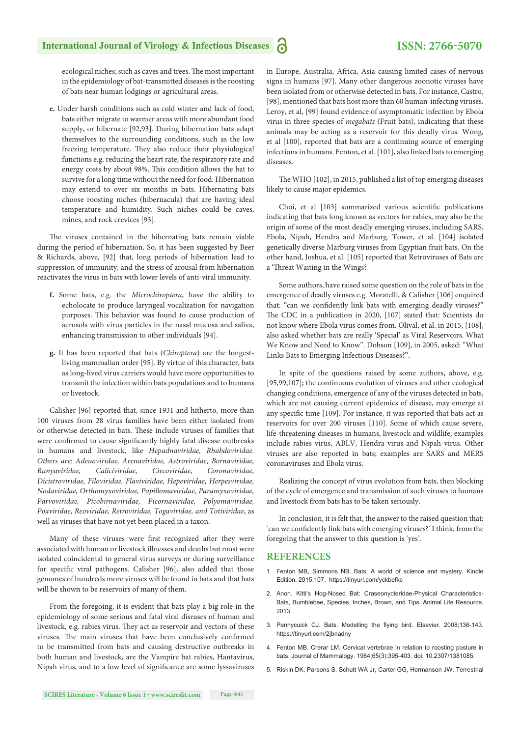ecological niches; such as caves and trees. The most important in the epidemiology of bat-transmitted diseases is the roosting of bats near human lodgings or agricultural areas.

**e.** Under harsh conditions such as cold winter and lack of food, bats either migrate to warmer areas with more abundant food supply, or hibernate [92,93]. During hibernation bats adapt themselves to the surrounding conditions, such as the low freezing temperature. They also reduce their physiological functions e.g. reducing the heart rate, the respiratory rate and energy costs by about 98%. This condition allows the bat to survive for a long time without the need for food. Hibernation may extend to over six months in bats. Hibernating bats choose roosting niches (hibernacula) that are having ideal temperature and humidity. Such niches could be caves, mines, and rock crevices [93].

The viruses contained in the hibernating bats remain viable during the period of hibernation. So, it has been suggested by Beer & Richards, above, [92] that, long periods of hibernation lead to suppression of immunity, and the stress of arousal from hibernation reactivates the virus in bats with lower levels of anti-viral immunity.

**f.** Some bats, e.g. the *Microchiroptera*, have the ability to echolocate to produce laryngeal vocalization for navigation purposes. This behavior was found to cause production of aerosols with virus particles in the nasal mucosa and saliva, enhancing transmission to other individuals [94].

**g.** It has been reported that bats (*Chiroptera*) are the longest-living mammalian order [95]. By virtue of this character, bats as long-lived virus carriers would have more opportunities to transmit the infection within bats populations and to humans or livestock.

Calisher [96] reported that, since 1931 and hitherto, more than 100 viruses from 28 virus families have been either isolated from or otherwise detected in bats. These include viruses of families that were confirmed to cause significantly highly fatal disease outbreaks in humans and livestock, like *Hepadnaviridae, Rhabdoviridae. Others are: Adenoviridae, Arenaviridae, Astroviridae, Bornaviridae, Bunyaviridae, Caliciviridae, Circoviridae, Coronaviridae, Dicistroviridae, Filoviridae, Flaviviridae, Hepeviridae, Herpesviridae, Nodaviridae, Orthomyxoviridae, Papillomaviridae, Paramyxoviridae, Parvoviridae, Picobirnaviridae, Picornaviridae, Polyomaviridae, Poxviridae, Reoviridae, Retroviridae, Togaviridae, and Totiviridae*, as well as viruses that have not yet been placed in a taxon.

Many of these viruses were first recognized after they were associated with human or livestock illnesses and deaths but most were isolated coincidental to general virus surveys or during surveillance for specific viral pathogens. Calisher [96], also added that those genomes of hundreds more viruses will be found in bats and that bats will be shown to be reservoirs of many of them.

From the foregoing, it is evident that bats play a big role in the epidemiology of some serious and fatal viral diseases of human and livestock, e.g. rabies virus. They act as reservoir and vectors of these viruses. The main viruses that have been conclusively confirmed to be transmitted from bats and causing destructive outbreaks in both human and livestock, are the Vampire bat rabies, Hantavirus, Nipah virus, and to a low level of significance are some lyssaviruses in Europe, Australia, Africa, Asia causing limited cases of nervous signs in humans [97]. Many other dangerous zoonotic viruses have been isolated from or otherwise detected in bats. For instance, Castro, [98], mentioned that bats host more than 60 human-infecting viruses. Leroy, et al, [99] found evidence of asymptomatic infection by Ebola virus in three species of *megabats* (Fruit bats), indicating that these animals may be acting as a reservoir for this deadly virus. Wong, et al [100], reported that bats are a continuing source of emerging infections in humans. Fenton, et al. [101], also linked bats to emerging diseases.

The WHO [102], in 2015, published a list of top emerging diseases likely to cause major epidemics.

Choi, et al [103] summarized various scientific publications indicating that bats long known as vectors for rabies, may also be the origin of some of the most deadly emerging viruses, including SARS, Ebola, Nipah, Hendra and Marburg. Tower, et al. [104] isolated genetically diverse Marburg viruses from Egyptian fruit bats. On the other hand, Joshua, et al. [105] reported that Retroviruses of Bats are a 'Threat Waiting in the Wings?

Some authors, have raised some question on the role of bats in the emergence of deadly viruses e.g. Moratelli, & Calisher [106] enquired that: "can we confidently link bats with emerging deadly viruses?" The CDC in a publication in 2020, [107] stated that: Scientists do not know where Ebola virus comes from. Olival, et al. in 2015, [108], also asked whether bats are really 'Special' as Viral Reservoirs. What We Know and Need to Know". Dobson [109], in 2005, asked: "What Links Bats to Emerging Infectious Diseases?".

In spite of the questions raised by some authors, above, e.g. [95,99,107]; the continuous evolution of viruses and other ecological changing conditions, emergence of any of the viruses detected in bats, which are not causing current epidemics of disease, may emerge at any specific time [109]. For instance, it was reported that bats act as reservoirs for over 200 viruses [110]. Some of which cause severe, life-threatening diseases in humans, livestock and wildlife; examples include rabies virus, ABLV, Hendra virus and Nipah virus. Other viruses are also reported in bats; examples are SARS and MERS coronaviruses and Ebola virus.

Realizing the concept of virus evolution from bats, then blocking of the cycle of emergence and transmission of such viruses to humans and livestock from bats has to be taken seriously.

In conclusion, it is felt that, the answer to the raised question that: 'can we confidently link bats with emerging viruses?' I think, from the foregoing that the answer to this question is 'yes'.

## REFERENCES

1. Fenton MB, Simmons NB. Bats: A world of science and mystery. Kindle Edition. 2015;107. https://tinyurl.com/yckbefkc
2. Anon. Kitti's Hog-Nosed Bat: Craseonycteridae-Physical Characteristics-Bats, Bumblebee, Species, Inches, Brown, and Tips. Animal Life Resource. 2013.
3. Pennycuick CJ. Bats. Modelling the flying bird. Elsevier. 2008;136-143. https://tinyurl.com/2jbnadny
4. Fenton MB. Crerar LM. Cervical vertebrae in relation to roosting posture in bats. Journal of Mammalogy. 1984;65(3):395-403. doi: 10.2307/1381085.
5. Riskin DK, Parsons S, Schutt WA Jr, Carter GG, Hermanson JW. Terrestrial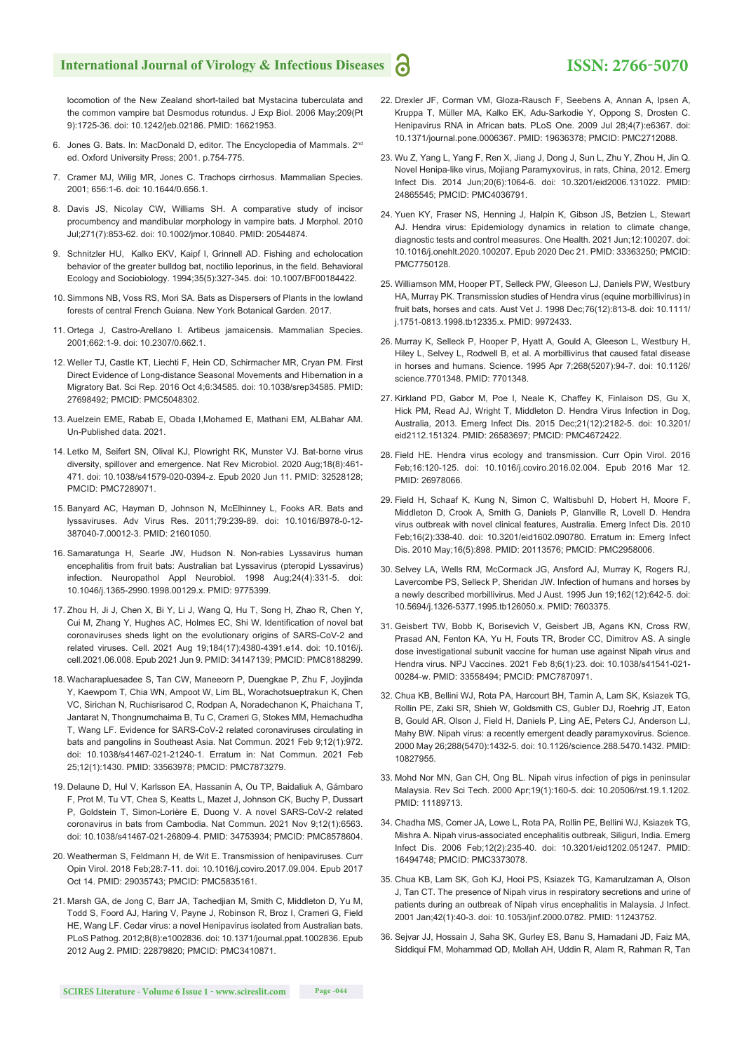locomotion of the New Zealand short-tailed bat Mystacina tuberculata and the common vampire bat Desmodus rotundus. J Exp Biol. 2006 May;209(Pt 9):1725-36. doi: 10.1242/jeb.02186. PMID: 16621953.

6. Jones G. Bats. In: MacDonald D, editor. The Encyclopedia of Mammals. 2nd ed. Oxford University Press; 2001. p.754-775.

7. Cramer MJ, Wilig MR, Jones C. Trachops cirrhosus. Mammalian Species. 2001; 656:1-6. doi: 10.1644/0.656.1.

8. Davis JS, Nicolay CW, Williams SH. A comparative study of incisor procumbency and mandibular morphology in vampire bats. J Morphol. 2010 Jul;271(7):853-62. doi: 10.1002/jmor.10840. PMID: 20544874.

9. Schnitzler HU, Kalko EKV, Kaipf I, Grinnell AD. Fishing and echolocation behavior of the greater bulldog bat, noctilio leporinus, in the field. Behavioral Ecology and Sociobiology. 1994;35(5):327-345. doi: 10.1007/BF00184422.

10. Simmons NB, Voss RS, Mori SA. Bats as Dispersers of Plants in the lowland forests of central French Guiana. New York Botanical Garden. 2017.

11. Ortega J, Castro-Arellano I. Artibeus jamaicensis. Mammalian Species. 2001;662:1-9. doi: 10.2307/0.662.1.

12. Weller TJ, Castle KT, Liechti F, Hein CD, Schirmacher MR, Cryan PM. First Direct Evidence of Long-distance Seasonal Movements and Hibernation in a Migratory Bat. Sci Rep. 2016 Oct 4;6:34585. doi: 10.1038/srep34585. PMID: 27698492; PMCID: PMC5048302.

13. Auelzein EME, Rabab E, Obada I,Mohamed E, Mathani EM, ALBahar AM. Un-Published data. 2021.

14. Letko M, Seifert SN, Olival KJ, Plowright RK, Munster VJ. Bat-borne virus diversity, spillover and emergence. Nat Rev Microbiol. 2020 Aug;18(8):461-471. doi: 10.1038/s41579-020-0394-z. Epub 2020 Jun 11. PMID: 32528128; PMCID: PMC7289071.

15. Banyard AC, Hayman D, Johnson N, McElhinney L, Fooks AR. Bats and lyssaviruses. Adv Virus Res. 2011;79:239-89. doi: 10.1016/B978-0-12-387040-7.00012-3. PMID: 21601050.

16. Samaratunga H, Searle JW, Hudson N. Non-rabies Lyssavirus human encephalitis from fruit bats: Australian bat Lyssavirus (pteropid Lyssavirus) infection. Neuropathol Appl Neurobiol. 1998 Aug;24(4):331-5. doi: 10.1046/j.1365-2990.1998.00129.x. PMID: 9775399.

17. Zhou H, Ji J, Chen X, Bi Y, Li J, Wang Q, Hu T, Song H, Zhao R, Chen Y, Cui M, Zhang Y, Hughes AC, Holmes EC, Shi W. Identification of novel bat coronaviruses sheds light on the evolutionary origins of SARS-CoV-2 and related viruses. Cell. 2021 Aug 19;184(17):4380-4391.e14. doi: 10.1016/j.cell.2021.06.008. Epub 2021 Jun 9. PMID: 34147139; PMCID: PMC8188299.

18. Wacharapluesadee S, Tan CW, Maneeorn P, Duengkae P, Zhu F, Joyjinda Y, Kaewpom T, Chia WN, Ampoot W, Lim BL, Worachotsueptrakun K, Chen VC, Sirichan N, Ruchisrisarod C, Rodpan A, Noradechanon K, Phaichana T, Jantarat N, Thongnumchaima B, Tu C, Crameri G, Stokes MM, Hemachudha T, Wang LF. Evidence for SARS-CoV-2 related coronaviruses circulating in bats and pangolins in Southeast Asia. Nat Commun. 2021 Feb 9;12(1):972. doi: 10.1038/s41467-021-21240-1. Erratum in: Nat Commun. 2021 Feb 25;12(1):1430. PMID: 33563978; PMCID: PMC7873279.

19. Delaune D, Hul V, Karlsson EA, Hassanin A, Ou TP, Baidaliuk A, Gámbaro F, Prot M, Tu VT, Chea S, Keatts L, Mazet J, Johnson CK, Buchy P, Dussart P, Goldstein T, Simon-Lorière E, Duong V. A novel SARS-CoV-2 related coronavirus in bats from Cambodia. Nat Commun. 2021 Nov 9;12(1):6563. doi: 10.1038/s41467-021-26809-4. PMID: 34753934; PMCID: PMC8578604.

20. Weatherman S, Feldmann H, de Wit E. Transmission of henipaviruses. Curr Opin Virol. 2018 Feb;28:7-11. doi: 10.1016/j.coviro.2017.09.004. Epub 2017 Oct 14. PMID: 29035743; PMCID: PMC5835161.

21. Marsh GA, de Jong C, Barr JA, Tachedjian M, Smith C, Middleton D, Yu M, Todd S, Foord AJ, Haring V, Payne J, Robinson R, Broz I, Crameri G, Field HE, Wang LF. Cedar virus: a novel Henipavirus isolated from Australian bats. PLoS Pathog. 2012;8(8):e1002836. doi: 10.1371/journal.ppat.1002836. Epub 2012 Aug 2. PMID: 22879820; PMCID: PMC3410871.

22. Drexler JF, Corman VM, Gloza-Rausch F, Seebens A, Annan A, Ipsen A, Kruppa T, Müller MA, Kalko EK, Adu-Sarkodie Y, Oppong S, Drosten C. Henipavirus RNA in African bats. PLoS One. 2009 Jul 28;4(7):e6367. doi: 10.1371/journal.pone.0006367. PMID: 19636378; PMCID: PMC2712088.

23. Wu Z, Yang L, Yang F, Ren X, Jiang J, Dong J, Sun L, Zhu Y, Zhou H, Jin Q. Novel Henipa-like virus, Mojiang Paramyxovirus, in rats, China, 2012. Emerg Infect Dis. 2014 Jun;20(6):1064-6. doi: 10.3201/eid2006.131022. PMID: 24865545; PMCID: PMC4036791.

24. Yuen KY, Fraser NS, Henning J, Halpin K, Gibson JS, Betzien L, Stewart AJ. Hendra virus: Epidemiology dynamics in relation to climate change, diagnostic tests and control measures. One Health. 2021 Jun;12:100207. doi: 10.1016/j.onehlt.2020.100207. Epub 2020 Dec 21. PMID: 33363250; PMCID: PMC7750128.

25. Williamson MM, Hooper PT, Selleck PW, Gleeson LJ, Daniels PW, Westbury HA, Murray PK. Transmission studies of Hendra virus (equine morbillivirus) in fruit bats, horses and cats. Aust Vet J. 1998 Dec;76(12):813-8. doi: 10.1111/j.1751-0813.1998.tb12335.x. PMID: 9972433.

26. Murray K, Selleck P, Hooper P, Hyatt A, Gould A, Gleeson L, Westbury H, Hiley L, Selvey L, Rodwell B, et al. A morbillivirus that caused fatal disease in horses and humans. Science. 1995 Apr 7;268(5207):94-7. doi: 10.1126/science.7701348. PMID: 7701348.

27. Kirkland PD, Gabor M, Poe I, Neale K, Chaffey K, Finlaison DS, Gu X, Hick PM, Read AJ, Wright T, Middleton D. Hendra Virus Infection in Dog, Australia, 2013. Emerg Infect Dis. 2015 Dec;21(12):2182-5. doi: 10.3201/eid2112.151324. PMID: 26583697; PMCID: PMC4672422.

28. Field HE. Hendra virus ecology and transmission. Curr Opin Virol. 2016 Feb;16:120-125. doi: 10.1016/j.coviro.2016.02.004. Epub 2016 Mar 12. PMID: 26978066.

29. Field H, Schaaf K, Kung N, Simon C, Waltisbuhl D, Hobert H, Moore F, Middleton D, Crook A, Smith G, Daniels P, Glanville R, Lovell D. Hendra virus outbreak with novel clinical features, Australia. Emerg Infect Dis. 2010 Feb;16(2):338-40. doi: 10.3201/eid1602.090780. Erratum in: Emerg Infect Dis. 2010 May;16(5):898. PMID: 20113576; PMCID: PMC2958006.

30. Selvey LA, Wells RM, McCormack JG, Ansford AJ, Murray K, Rogers RJ, Lavercombe PS, Selleck P, Sheridan JW. Infection of humans and horses by a newly described morbillivirus. Med J Aust. 1995 Jun 19;162(12):642-5. doi: 10.5694/j.1326-5377.1995.tb126050.x. PMID: 7603375.

31. Geisbert TW, Bobb K, Borisevich V, Geisbert JB, Agans KN, Cross RW, Prasad AN, Fenton KA, Yu H, Fouts TR, Broder CC, Dimitrov AS. A single dose investigational subunit vaccine for human use against Nipah virus and Hendra virus. NPJ Vaccines. 2021 Feb 8;6(1):23. doi: 10.1038/s41541-021-00284-w. PMID: 33558494; PMCID: PMC7870971.

32. Chua KB, Bellini WJ, Rota PA, Harcourt BH, Tamin A, Lam SK, Ksiazek TG, Rollin PE, Zaki SR, Shieh W, Goldsmith CS, Gubler DJ, Roehrig JT, Eaton B, Gould AR, Olson J, Field H, Daniels P, Ling AE, Peters CJ, Anderson LJ, Mahy BW. Nipah virus: a recently emergent deadly paramyxovirus. Science. 2000 May 26;288(5470):1432-5. doi: 10.1126/science.288.5470.1432. PMID: 10827955.

33. Mohd Nor MN, Gan CH, Ong BL. Nipah virus infection of pigs in peninsular Malaysia. Rev Sci Tech. 2000 Apr;19(1):160-5. doi: 10.20506/rst.19.1.1202. PMID: 11189713.

34. Chadha MS, Comer JA, Lowe L, Rota PA, Rollin PE, Bellini WJ, Ksiazek TG, Mishra A. Nipah virus-associated encephalitis outbreak, Siliguri, India. Emerg Infect Dis. 2006 Feb;12(2):235-40. doi: 10.3201/eid1202.051247. PMID: 16494748; PMCID: PMC3373078.

35. Chua KB, Lam SK, Goh KJ, Hooi PS, Ksiazek TG, Kamarulzaman A, Olson J, Tan CT. The presence of Nipah virus in respiratory secretions and urine of patients during an outbreak of Nipah virus encephalitis in Malaysia. J Infect. 2001 Jan;42(1):40-3. doi: 10.1053/jinf.2000.0782. PMID: 11243752.

36. Sejvar JJ, Hossain J, Saha SK, Gurley ES, Banu S, Hamadani JD, Faiz MA, Siddiqui FM, Mohammad QD, Mollah AH, Uddin R, Alam R, Rahman R, Tan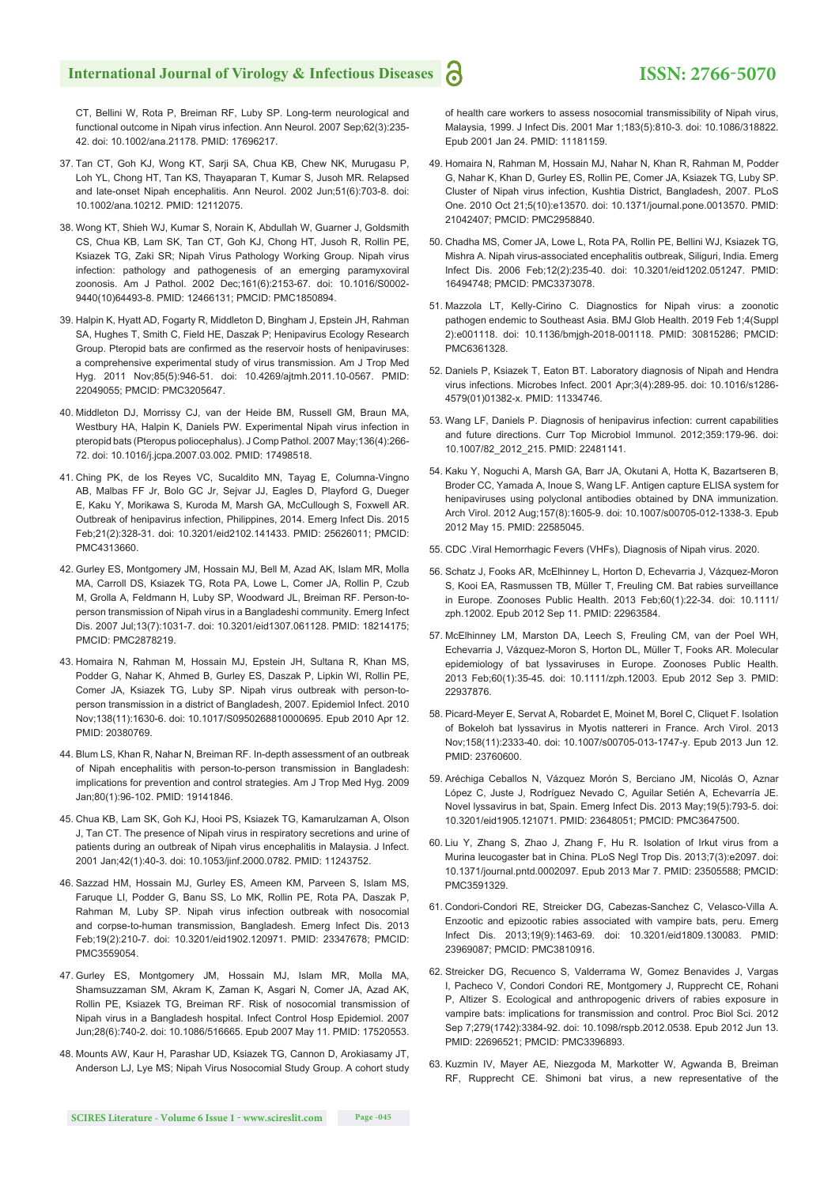CT, Bellini W, Rota P, Breiman RF, Luby SP. Long-term neurological and functional outcome in Nipah virus infection. Ann Neurol. 2007 Sep;62(3):235-42. doi: 10.1002/ana.21178. PMID: 17696217.

37. Tan CT, Goh KJ, Wong KT, Sarji SA, Chua KB, Chew NK, Murugasu P, Loh YL, Chong HT, Tan KS, Thayaparan T, Kumar S, Jusoh MR. Relapsed and late-onset Nipah encephalitis. Ann Neurol. 2002 Jun;51(6):703-8. doi: 10.1002/ana.10212. PMID: 12112075.

38. Wong KT, Shieh WJ, Kumar S, Norain K, Abdullah W, Guarner J, Goldsmith CS, Chua KB, Lam SK, Tan CT, Goh KJ, Chong HT, Jusoh R, Rollin PE, Ksiazek TG, Zaki SR; Nipah Virus Pathology Working Group. Nipah virus infection: pathology and pathogenesis of an emerging paramyxoviral zoonosis. Am J Pathol. 2002 Dec;161(6):2153-67. doi: 10.1016/S0002-9440(10)64493-8. PMID: 12466131; PMCID: PMC1850894.

39. Halpin K, Hyatt AD, Fogarty R, Middleton D, Bingham J, Epstein JH, Rahman SA, Hughes T, Smith C, Field HE, Daszak P; Henipavirus Ecology Research Group. Pteropid bats are confirmed as the reservoir hosts of henipaviruses: a comprehensive experimental study of virus transmission. Am J Trop Med Hyg. 2011 Nov;85(5):946-51. doi: 10.4269/ajtmh.2011.10-0567. PMID: 22049055; PMCID: PMC3205647.

40. Middleton DJ, Morrissy CJ, van der Heide BM, Russell GM, Braun MA, Westbury HA, Halpin K, Daniels PW. Experimental Nipah virus infection in pteropid bats (Pteropus poliocephalus). J Comp Pathol. 2007 May;136(4):266-72. doi: 10.1016/j.jcpa.2007.03.002. PMID: 17498518.

41. Ching PK, de los Reyes VC, Sucaldito MN, Tayag E, Columna-Vingno AB, Malbas FF Jr, Bolo GC Jr, Sejvar JJ, Eagles D, Playford G, Dueger E, Kaku Y, Morikawa S, Kuroda M, Marsh GA, McCullough S, Foxwell AR. Outbreak of henipavirus infection, Philippines, 2014. Emerg Infect Dis. 2015 Feb;21(2):328-31. doi: 10.3201/eid2102.141433. PMID: 25626011; PMCID: PMC4313660.

42. Gurley ES, Montgomery JM, Hossain MJ, Bell M, Azad AK, Islam MR, Molla MA, Carroll DS, Ksiazek TG, Rota PA, Lowe L, Comer JA, Rollin P, Czub M, Grolla A, Feldmann H, Luby SP, Woodward JL, Breiman RF. Person-to-person transmission of Nipah virus in a Bangladeshi community. Emerg Infect Dis. 2007 Jul;13(7):1031-7. doi: 10.3201/eid1307.061128. PMID: 18214175; PMCID: PMC2878219.

43. Homaira N, Rahman M, Hossain MJ, Epstein JH, Sultana R, Khan MS, Podder G, Nahar K, Ahmed B, Gurley ES, Daszak P, Lipkin WI, Rollin PE, Comer JA, Ksiazek TG, Luby SP. Nipah virus outbreak with person-to-person transmission in a district of Bangladesh, 2007. Epidemiol Infect. 2010 Nov;138(11):1630-6. doi: 10.1017/S0950268810000695. Epub 2010 Apr 12. PMID: 20380769.

44. Blum LS, Khan R, Nahar N, Breiman RF. In-depth assessment of an outbreak of Nipah encephalitis with person-to-person transmission in Bangladesh: implications for prevention and control strategies. Am J Trop Med Hyg. 2009 Jan;80(1):96-102. PMID: 19141846.

45. Chua KB, Lam SK, Goh KJ, Hooi PS, Ksiazek TG, Kamarulzaman A, Olson J, Tan CT. The presence of Nipah virus in respiratory secretions and urine of patients during an outbreak of Nipah virus encephalitis in Malaysia. J Infect. 2001 Jan;42(1):40-3. doi: 10.1053/jinf.2000.0782. PMID: 11243752.

46. Sazzad HM, Hossain MJ, Gurley ES, Ameen KM, Parveen S, Islam MS, Faruque LI, Podder G, Banu SS, Lo MK, Rollin PE, Rota PA, Daszak P, Rahman M, Luby SP. Nipah virus infection outbreak with nosocomial and corpse-to-human transmission, Bangladesh. Emerg Infect Dis. 2013 Feb;19(2):210-7. doi: 10.3201/eid1902.120971. PMID: 23347678; PMCID: PMC3559054.

47. Gurley ES, Montgomery JM, Hossain MJ, Islam MR, Molla MA, Shamsuzzaman SM, Akram K, Zaman K, Asgari N, Comer JA, Azad AK, Rollin PE, Ksiazek TG, Breiman RF. Risk of nosocomial transmission of Nipah virus in a Bangladesh hospital. Infect Control Hosp Epidemiol. 2007 Jun;28(6):740-2. doi: 10.1086/516665. Epub 2007 May 11. PMID: 17520553.

48. Mounts AW, Kaur H, Parashar UD, Ksiazek TG, Cannon D, Arokiasamy JT, Anderson LJ, Lye MS; Nipah Virus Nosocomial Study Group. A cohort study of health care workers to assess nosocomial transmissibility of Nipah virus, Malaysia, 1999. J Infect Dis. 2001 Mar 1;183(5):810-3. doi: 10.1086/318822. Epub 2001 Jan 24. PMID: 11181159.

49. Homaira N, Rahman M, Hossain MJ, Nahar N, Khan R, Rahman M, Podder G, Nahar K, Khan D, Gurley ES, Rollin PE, Comer JA, Ksiazek TG, Luby SP. Cluster of Nipah virus infection, Kushtia District, Bangladesh, 2007. PLoS One. 2010 Oct 21;5(10):e13570. doi: 10.1371/journal.pone.0013570. PMID: 21042407; PMCID: PMC2958840.

50. Chadha MS, Comer JA, Lowe L, Rota PA, Rollin PE, Bellini WJ, Ksiazek TG, Mishra A. Nipah virus-associated encephalitis outbreak, Siliguri, India. Emerg Infect Dis. 2006 Feb;12(2):235-40. doi: 10.3201/eid1202.051247. PMID: 16494748; PMCID: PMC3373078.

51. Mazzola LT, Kelly-Cirino C. Diagnostics for Nipah virus: a zoonotic pathogen endemic to Southeast Asia. BMJ Glob Health. 2019 Feb 1;4(Suppl 2):e001118. doi: 10.1136/bmjgh-2018-001118. PMID: 30815286; PMCID: PMC6361328.

52. Daniels P, Ksiazek T, Eaton BT. Laboratory diagnosis of Nipah and Hendra virus infections. Microbes Infect. 2001 Apr;3(4):289-95. doi: 10.1016/s1286-4579(01)01382-x. PMID: 11334746.

53. Wang LF, Daniels P. Diagnosis of henipavirus infection: current capabilities and future directions. Curr Top Microbiol Immunol. 2012;359:179-96. doi: 10.1007/82_2012_215. PMID: 22481141.

54. Kaku Y, Noguchi A, Marsh GA, Barr JA, Okutani A, Hotta K, Bazartseren B, Broder CC, Yamada A, Inoue S, Wang LF. Antigen capture ELISA system for henipaviruses using polyclonal antibodies obtained by DNA immunization. Arch Virol. 2012 Aug;157(8):1605-9. doi: 10.1007/s00705-012-1338-3. Epub 2012 May 15. PMID: 22585045.

55. CDC .Viral Hemorrhagic Fevers (VHFs), Diagnosis of Nipah virus. 2020.

56. Schatz J, Fooks AR, McElhinney L, Horton D, Echevarria J, Vázquez-Moron S, Kooi EA, Rasmussen TB, Müller T, Freuling CM. Bat rabies surveillance in Europe. Zoonoses Public Health. 2013 Feb;60(1):22-34. doi: 10.1111/zph.12002. Epub 2012 Sep 11. PMID: 22963584.

57. McElhinney LM, Marston DA, Leech S, Freuling CM, van der Poel WH, Echevarria J, Vázquez-Moron S, Horton DL, Müller T, Fooks AR. Molecular epidemiology of bat lyssaviruses in Europe. Zoonoses Public Health. 2013 Feb;60(1):35-45. doi: 10.1111/zph.12003. Epub 2012 Sep 3. PMID: 22937876.

58. Picard-Meyer E, Servat A, Robardet E, Moinet M, Borel C, Cliquet F. Isolation of Bokeloh bat lyssavirus in Myotis nattereri in France. Arch Virol. 2013 Nov;158(11):2333-40. doi: 10.1007/s00705-013-1747-y. Epub 2013 Jun 12. PMID: 23760600.

59. Aréchiga Ceballos N, Vázquez Morón S, Berciano JM, Nicolás O, Aznar López C, Juste J, Rodríguez Nevado C, Aguilar Setién A, Echevarría JE. Novel lyssavirus in bat, Spain. Emerg Infect Dis. 2013 May;19(5):793-5. doi: 10.3201/eid1905.121071. PMID: 23648051; PMCID: PMC3647500.

60. Liu Y, Zhang S, Zhao J, Zhang F, Hu R. Isolation of Irkut virus from a Murina leucogaster bat in China. PLoS Negl Trop Dis. 2013;7(3):e2097. doi: 10.1371/journal.pntd.0002097. Epub 2013 Mar 7. PMID: 23505588; PMCID: PMC3591329.

61. Condori-Condori RE, Streicker DG, Cabezas-Sanchez C, Velasco-Villa A. Enzootic and epizootic rabies associated with vampire bats, peru. Emerg Infect Dis. 2013;19(9):1463-69. doi: 10.3201/eid1809.130083. PMID: 23969087; PMCID: PMC3810916.

62. Streicker DG, Recuenco S, Valderrama W, Gomez Benavides J, Vargas I, Pacheco V, Condori Condori RE, Montgomery J, Rupprecht CE, Rohani P, Altizer S. Ecological and anthropogenic drivers of rabies exposure in vampire bats: implications for transmission and control. Proc Biol Sci. 2012 Sep 7;279(1742):3384-92. doi: 10.1098/rspb.2012.0538. Epub 2012 Jun 13. PMID: 22696521; PMCID: PMC3396893.

63. Kuzmin IV, Mayer AE, Niezgoda M, Markotter W, Agwanda B, Breiman RF, Rupprecht CE. Shimoni bat virus, a new representative of the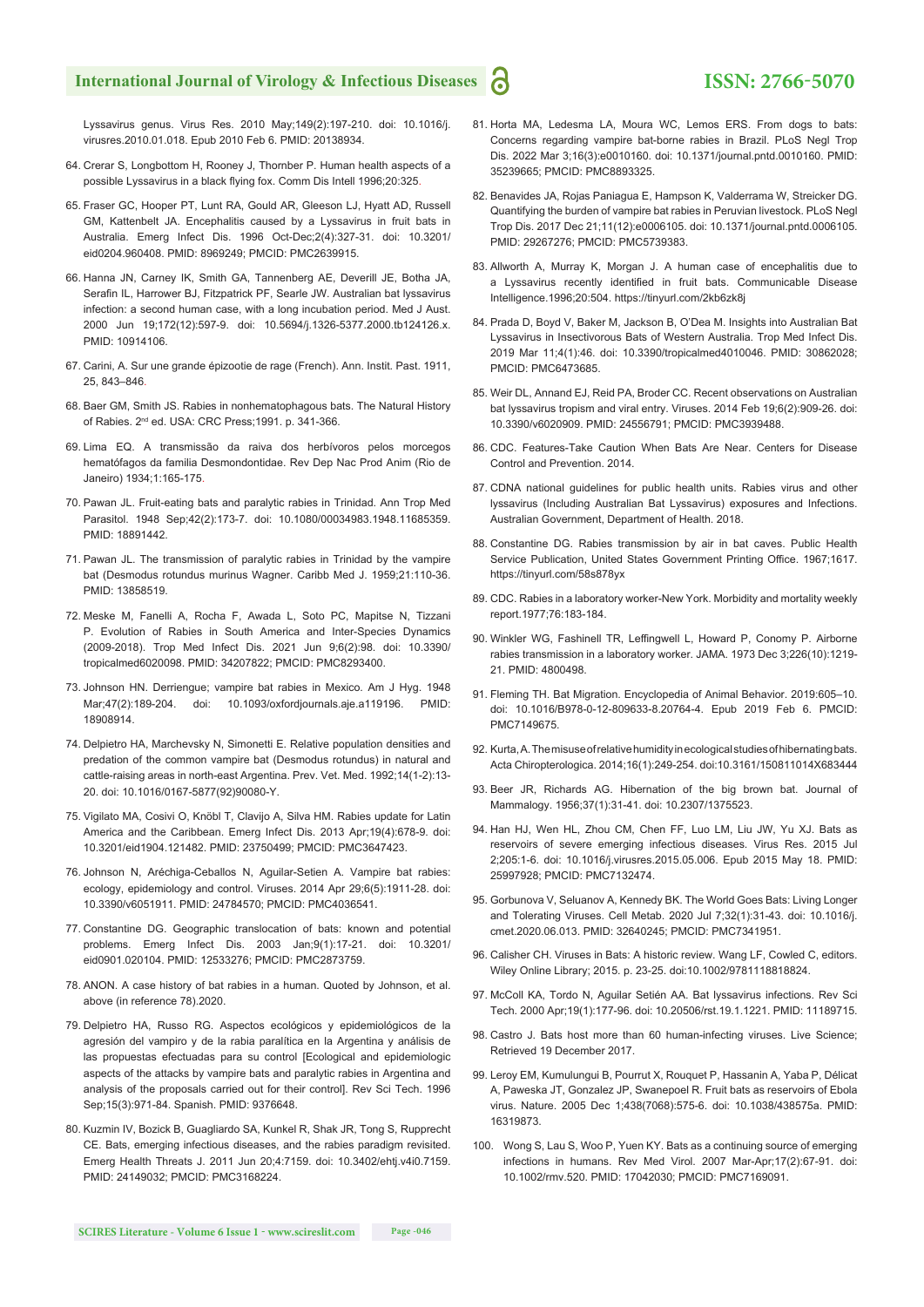Lyssavirus genus. Virus Res. 2010 May;149(2):197-210. doi: 10.1016/j.virusres.2010.01.018. Epub 2010 Feb 6. PMID: 20138934.

64. Crerar S, Longbottom H, Rooney J, Thornber P. Human health aspects of a possible Lyssavirus in a black flying fox. Comm Dis Intell 1996;20:325.

65. Fraser GC, Hooper PT, Lunt RA, Gould AR, Gleeson LJ, Hyatt AD, Russell GM, Kattenbelt JA. Encephalitis caused by a Lyssavirus in fruit bats in Australia. Emerg Infect Dis. 1996 Oct-Dec;2(4):327-31. doi: 10.3201/eid0204.960408. PMID: 8969249; PMCID: PMC2639915.

66. Hanna JN, Carney IK, Smith GA, Tannenberg AE, Deverill JE, Botha JA, Serafin IL, Harrower BJ, Fitzpatrick PF, Searle JW. Australian bat lyssavirus infection: a second human case, with a long incubation period. Med J Aust. 2000 Jun 19;172(12):597-9. doi: 10.5694/j.1326-5377.2000.tb124126.x. PMID: 10914106.

67. Carini, A. Sur une grande épizootie de rage (French). Ann. Instit. Past. 1911, 25, 843–846.

68. Baer GM, Smith JS. Rabies in nonhematophagous bats. The Natural History of Rabies. 2nd ed. USA: CRC Press;1991. p. 341-366.

69. Lima EQ. A transmissão da raiva dos herbívoros pelos morcegos hematófagos da familia Desmondontidae. Rev Dep Nac Prod Anim (Rio de Janeiro) 1934;1:165-175.

70. Pawan JL. Fruit-eating bats and paralytic rabies in Trinidad. Ann Trop Med Parasitol. 1948 Sep;42(2):173-7. doi: 10.1080/00034983.1948.11685359. PMID: 18891442.

71. Pawan JL. The transmission of paralytic rabies in Trinidad by the vampire bat (Desmodus rotundus murinus Wagner. Caribb Med J. 1959;21:110-36. PMID: 13858519.

72. Meske M, Fanelli A, Rocha F, Awada L, Soto PC, Mapitse N, Tizzani P. Evolution of Rabies in South America and Inter-Species Dynamics (2009-2018). Trop Med Infect Dis. 2021 Jun 9;6(2):98. doi: 10.3390/tropicalmed6020098. PMID: 34207822; PMCID: PMC8293400.

73. Johnson HN. Derriengue; vampire bat rabies in Mexico. Am J Hyg. 1948 Mar;47(2):189-204. doi: 10.1093/oxfordjournals.aje.a119196. PMID: 18908914.

74. Delpietro HA, Marchevsky N, Simonetti E. Relative population densities and predation of the common vampire bat (Desmodus rotundus) in natural and cattle-raising areas in north-east Argentina. Prev. Vet. Med. 1992;14(1-2):13-20. doi: 10.1016/0167-5877(92)90080-Y.

75. Vigilato MA, Cosivi O, Knöbl T, Clavijo A, Silva HM. Rabies update for Latin America and the Caribbean. Emerg Infect Dis. 2013 Apr;19(4):678-9. doi: 10.3201/eid1904.121482. PMID: 23750499; PMCID: PMC3647423.

76. Johnson N, Aréchiga-Ceballos N, Aguilar-Setien A. Vampire bat rabies: ecology, epidemiology and control. Viruses. 2014 Apr 29;6(5):1911-28. doi: 10.3390/v6051911. PMID: 24784570; PMCID: PMC4036541.

77. Constantine DG. Geographic translocation of bats: known and potential problems. Emerg Infect Dis. 2003 Jan;9(1):17-21. doi: 10.3201/eid0901.020104. PMID: 12533276; PMCID: PMC2873759.

78. ANON. A case history of bat rabies in a human. Quoted by Johnson, et al. above (in reference 78).2020.

79. Delpietro HA, Russo RG. Aspectos ecológicos y epidemiológicos de la agresión del vampiro y de la rabia paralítica en la Argentina y análisis de las propuestas efectuadas para su control [Ecological and epidemiologic aspects of the attacks by vampire bats and paralytic rabies in Argentina and analysis of the proposals carried out for their control]. Rev Sci Tech. 1996 Sep;15(3):971-84. Spanish. PMID: 9376648.

80. Kuzmin IV, Bozick B, Guagliardo SA, Kunkel R, Shak JR, Tong S, Rupprecht CE. Bats, emerging infectious diseases, and the rabies paradigm revisited. Emerg Health Threats J. 2011 Jun 20;4:7159. doi: 10.3402/ehtj.v4i0.7159. PMID: 24149032; PMCID: PMC3168224.

81. Horta MA, Ledesma LA, Moura WC, Lemos ERS. From dogs to bats: Concerns regarding vampire bat-borne rabies in Brazil. PLoS Negl Trop Dis. 2022 Mar 3;16(3):e0010160. doi: 10.1371/journal.pntd.0010160. PMID: 35239665; PMCID: PMC8893325.

82. Benavides JA, Rojas Paniagua E, Hampson K, Valderrama W, Streicker DG. Quantifying the burden of vampire bat rabies in Peruvian livestock. PLoS Negl Trop Dis. 2017 Dec 21;11(12):e0006105. doi: 10.1371/journal.pntd.0006105. PMID: 29267276; PMCID: PMC5739383.

83. Allworth A, Murray K, Morgan J. A human case of encephalitis due to a Lyssavirus recently identified in fruit bats. Communicable Disease Intelligence.1996;20:504. https://tinyurl.com/2kb6zk8j

84. Prada D, Boyd V, Baker M, Jackson B, O'Dea M. Insights into Australian Bat Lyssavirus in Insectivorous Bats of Western Australia. Trop Med Infect Dis. 2019 Mar 11;4(1):46. doi: 10.3390/tropicalmed4010046. PMID: 30862028; PMCID: PMC6473685.

85. Weir DL, Annand EJ, Reid PA, Broder CC. Recent observations on Australian bat lyssavirus tropism and viral entry. Viruses. 2014 Feb 19;6(2):909-26. doi: 10.3390/v6020909. PMID: 24556791; PMCID: PMC3939488.

86. CDC. Features-Take Caution When Bats Are Near. Centers for Disease Control and Prevention. 2014.

87. CDNA national guidelines for public health units. Rabies virus and other lyssavirus (Including Australian Bat Lyssavirus) exposures and Infections. Australian Government, Department of Health. 2018.

88. Constantine DG. Rabies transmission by air in bat caves. Public Health Service Publication, United States Government Printing Office. 1967;1617. https://tinyurl.com/58s878yx

89. CDC. Rabies in a laboratory worker-New York. Morbidity and mortality weekly report.1977;76:183-184.

90. Winkler WG, Fashinell TR, Leffingwell L, Howard P, Conomy P. Airborne rabies transmission in a laboratory worker. JAMA. 1973 Dec 3;226(10):1219-21. PMID: 4800498.

91. Fleming TH. Bat Migration. Encyclopedia of Animal Behavior. 2019:605–10. doi: 10.1016/B978-0-12-809633-8.20764-4. Epub 2019 Feb 6. PMCID: PMC7149675.

92. Kurta, A. The misuse of relative humidity in ecological studies of hibernating bats. Acta Chiropterologica. 2014;16(1):249-254. doi:10.3161/150811014X683444

93. Beer JR, Richards AG. Hibernation of the big brown bat. Journal of Mammalogy. 1956;37(1):31-41. doi: 10.2307/1375523.

94. Han HJ, Wen HL, Zhou CM, Chen FF, Luo LM, Liu JW, Yu XJ. Bats as reservoirs of severe emerging infectious diseases. Virus Res. 2015 Jul 2;205:1-6. doi: 10.1016/j.virusres.2015.05.006. Epub 2015 May 18. PMID: 25997928; PMCID: PMC7132474.

95. Gorbunova V, Seluanov A, Kennedy BK. The World Goes Bats: Living Longer and Tolerating Viruses. Cell Metab. 2020 Jul 7;32(1):31-43. doi: 10.1016/j.cmet.2020.06.013. PMID: 32640245; PMCID: PMC7341951.

96. Calisher CH. Viruses in Bats: A historic review. Wang LF, Cowled C, editors. Wiley Online Library; 2015. p. 23-25. doi:10.1002/9781118818824.

97. McColl KA, Tordo N, Aguilar Setién AA. Bat lyssavirus infections. Rev Sci Tech. 2000 Apr;19(1):177-96. doi: 10.20506/rst.19.1.1221. PMID: 11189715.

98. Castro J. Bats host more than 60 human-infecting viruses. Live Science; Retrieved 19 December 2017.

99. Leroy EM, Kumulungui B, Pourrut X, Rouquet P, Hassanin A, Yaba P, Délicat A, Paweska JT, Gonzalez JP, Swanepoel R. Fruit bats as reservoirs of Ebola virus. Nature. 2005 Dec 1;438(7068):575-6. doi: 10.1038/438575a. PMID: 16319873.

100. Wong S, Lau S, Woo P, Yuen KY. Bats as a continuing source of emerging infections in humans. Rev Med Virol. 2007 Mar-Apr;17(2):67-91. doi: 10.1002/rmv.520. PMID: 17042030; PMCID: PMC7169091.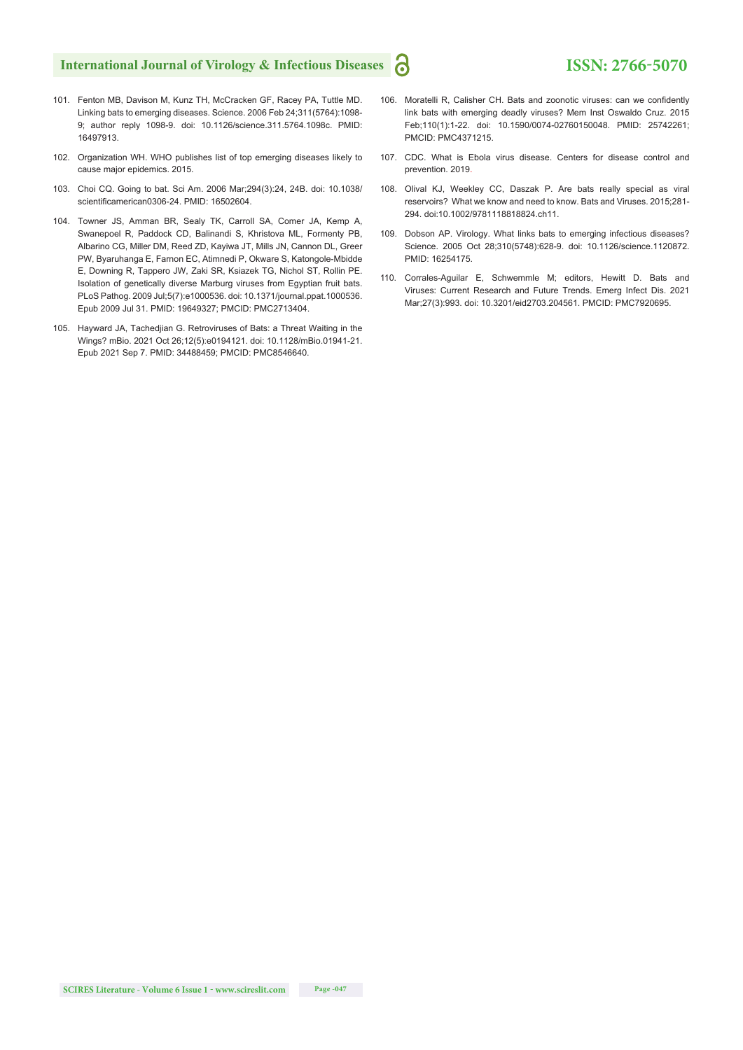101. Fenton MB, Davison M, Kunz TH, McCracken GF, Racey PA, Tuttle MD. Linking bats to emerging diseases. Science. 2006 Feb 24;311(5764):1098-9; author reply 1098-9. doi: 10.1126/science.311.5764.1098c. PMID: 16497913.

102. Organization WH. WHO publishes list of top emerging diseases likely to cause major epidemics. 2015.

103. Choi CQ. Going to bat. Sci Am. 2006 Mar;294(3):24, 24B. doi: 10.1038/scientificamerican0306-24. PMID: 16502604.

104. Towner JS, Amman BR, Sealy TK, Carroll SA, Comer JA, Kemp A, Swanepoel R, Paddock CD, Balinandi S, Khristova ML, Formenty PB, Albarino CG, Miller DM, Reed ZD, Kayiwa JT, Mills JN, Cannon DL, Greer PW, Byaruhanga E, Farnon EC, Atimnedi P, Okware S, Katongole-Mbidde E, Downing R, Tappero JW, Zaki SR, Ksiazek TG, Nichol ST, Rollin PE. Isolation of genetically diverse Marburg viruses from Egyptian fruit bats. PLoS Pathog. 2009 Jul;5(7):e1000536. doi: 10.1371/journal.ppat.1000536. Epub 2009 Jul 31. PMID: 19649327; PMCID: PMC2713404.

105. Hayward JA, Tachedjian G. Retroviruses of Bats: a Threat Waiting in the Wings? mBio. 2021 Oct 26;12(5):e0194121. doi: 10.1128/mBio.01941-21. Epub 2021 Sep 7. PMID: 34488459; PMCID: PMC8546640.

106. Moratelli R, Calisher CH. Bats and zoonotic viruses: can we confidently link bats with emerging deadly viruses? Mem Inst Oswaldo Cruz. 2015 Feb;110(1):1-22. doi: 10.1590/0074-02760150048. PMID: 25742261; PMCID: PMC4371215.

107. CDC. What is Ebola virus disease. Centers for disease control and prevention. 2019.

108. Olival KJ, Weekley CC, Daszak P. Are bats really special as viral reservoirs? What we know and need to know. Bats and Viruses. 2015;281-294. doi:10.1002/9781118818824.ch11.

109. Dobson AP. Virology. What links bats to emerging infectious diseases? Science. 2005 Oct 28;310(5748):628-9. doi: 10.1126/science.1120872. PMID: 16254175.

110. Corrales-Aguilar E, Schwemmle M; editors, Hewitt D. Bats and Viruses: Current Research and Future Trends. Emerg Infect Dis. 2021 Mar;27(3):993. doi: 10.3201/eid2703.204561. PMCID: PMC7920695.